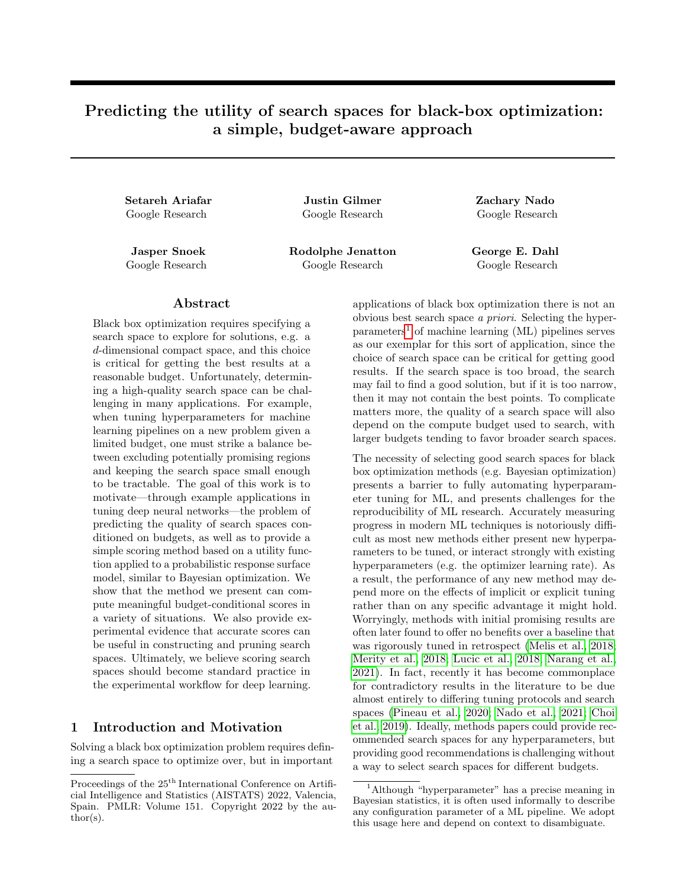# Predicting the utility of search spaces for black-box optimization: a simple, budget-aware approach

**Setareh Ariafar**
Google Research

**Justin Gilmer**
Google Research

**Zachary Nado**
Google Research

**Jasper Snoek**
Google Research

**Rodolphe Jenatton**
Google Research

**George E. Dahl**
Google Research

## Abstract

Black box optimization requires specifying a search space to explore for solutions, e.g. a $d$-dimensional compact space, and this choice is critical for getting the best results at a reasonable budget. Unfortunately, determining a high-quality search space can be challenging in many applications. For example, when tuning hyperparameters for machine learning pipelines on a new problem given a limited budget, one must strike a balance between excluding potentially promising regions and keeping the search space small enough to be tractable. The goal of this work is to motivate—through example applications in tuning deep neural networks—the problem of predicting the quality of search spaces conditioned on budgets, as well as to provide a simple scoring method based on a utility function applied to a probabilistic response surface model, similar to Bayesian optimization. We show that the method we present can compute meaningful budget-conditional scores in a variety of situations. We also provide experimental evidence that accurate scores can be useful in constructing and pruning search spaces. Ultimately, we believe scoring search spaces should become standard practice in the experimental workflow for deep learning.

## 1 Introduction and Motivation

Solving a black box optimization problem requires defining a search space to optimize over, but in important applications of black box optimization there is not an obvious best search space *a priori*. Selecting the hyperparameters[1] of machine learning (ML) pipelines serves as our exemplar for this sort of application, since the choice of search space can be critical for getting good results. If the search space is too broad, the search may fail to find a good solution, but if it is too narrow, then it may not contain the best points. To complicate matters more, the quality of a search space will also depend on the compute budget used to search, with larger budgets tending to favor broader search spaces.

The necessity of selecting good search spaces for black box optimization methods (e.g. Bayesian optimization) presents a barrier to fully automating hyperparameter tuning for ML, and presents challenges for the reproducibility of ML research. Accurately measuring progress in modern ML techniques is notoriously difficult as most new methods either present new hyperparameters to be tuned, or interact strongly with existing hyperparameters (e.g. the optimizer learning rate). As a result, the performance of any new method may depend more on the effects of implicit or explicit tuning rather than on any specific advantage it might hold. Worryingly, methods with initial promising results are often later found to offer no benefits over a baseline that was rigorously tuned in retrospect (Melis et al., 2018; Merity et al., 2018; Lucic et al., 2018; Narang et al., 2021). In fact, recently it has become commonplace for contradictory results in the literature to be due almost entirely to differing tuning protocols and search spaces (Pineau et al., 2020; Nado et al., 2021; Choi et al., 2019). Ideally, methods papers could provide recommended search spaces for any hyperparameters, but providing good recommendations is challenging without a way to select search spaces for different budgets.

[1] Although "hyperparameter" has a precise meaning in Bayesian statistics, it is often used informally to describe any configuration parameter of a ML pipeline. We adopt this usage here and depend on context to disambiguate.

Proceedings of the 25[th] International Conference on Artificial Intelligence and Statistics (AISTATS) 2022, Valencia, Spain. PMLR: Volume 151. Copyright 2022 by the author(s).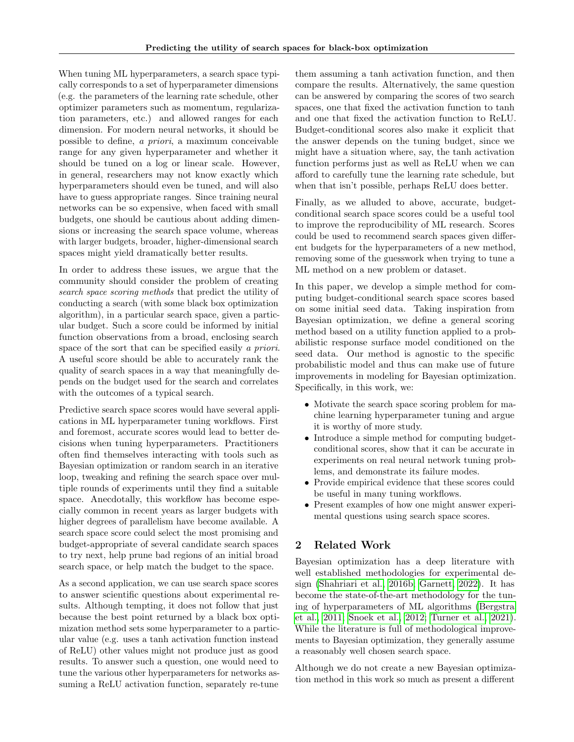When tuning ML hyperparameters, a search space typically corresponds to a set of hyperparameter dimensions (e.g. the parameters of the learning rate schedule, other optimizer parameters such as momentum, regularization parameters, etc.) and allowed ranges for each dimension. For modern neural networks, it should be possible to define, *a priori*, a maximum conceivable range for any given hyperparameter and whether it should be tuned on a log or linear scale. However, in general, researchers may not know exactly which hyperparameters should even be tuned, and will also have to guess appropriate ranges. Since training neural networks can be so expensive, when faced with small budgets, one should be cautious about adding dimensions or increasing the search space volume, whereas with larger budgets, broader, higher-dimensional search spaces might yield dramatically better results.

In order to address these issues, we argue that the community should consider the problem of creating *search space scoring methods* that predict the utility of conducting a search (with some black box optimization algorithm), in a particular search space, given a particular budget. Such a score could be informed by initial function observations from a broad, enclosing search space of the sort that can be specified easily *a priori*. A useful score should be able to accurately rank the quality of search spaces in a way that meaningfully depends on the budget used for the search and correlates with the outcomes of a typical search.

Predictive search space scores would have several applications in ML hyperparameter tuning workflows. First and foremost, accurate scores would lead to better decisions when tuning hyperparameters. Practitioners often find themselves interacting with tools such as Bayesian optimization or random search in an iterative loop, tweaking and refining the search space over multiple rounds of experiments until they find a suitable space. Anecdotally, this workflow has become especially common in recent years as larger budgets with higher degrees of parallelism have become available. A search space score could select the most promising and budget-appropriate of several candidate search spaces to try next, help prune bad regions of an initial broad search space, or help match the budget to the space.

As a second application, we can use search space scores to answer scientific questions about experimental results. Although tempting, it does not follow that just because the best point returned by a black box optimization method sets some hyperparameter to a particular value (e.g. uses a tanh activation function instead of ReLU) other values might not produce just as good results. To answer such a question, one would need to tune the various other hyperparameters for networks assuming a ReLU activation function, separately re-tune them assuming a tanh activation function, and then compare the results. Alternatively, the same question can be answered by comparing the scores of two search spaces, one that fixed the activation function to tanh and one that fixed the activation function to ReLU. Budget-conditional scores also make it explicit that the answer depends on the tuning budget, since we might have a situation where, say, the tanh activation function performs just as well as ReLU when we can afford to carefully tune the learning rate schedule, but when that isn't possible, perhaps ReLU does better.

Finally, as we alluded to above, accurate, budget-conditional search space scores could be a useful tool to improve the reproducibility of ML research. Scores could be used to recommend search spaces given different budgets for the hyperparameters of a new method, removing some of the guesswork when trying to tune a ML method on a new problem or dataset.

In this paper, we develop a simple method for computing budget-conditional search space scores based on some initial seed data. Taking inspiration from Bayesian optimization, we define a general scoring method based on a utility function applied to a probabilistic response surface model conditioned on the seed data. Our method is agnostic to the specific probabilistic model and thus can make use of future improvements in modeling for Bayesian optimization. Specifically, in this work, we:

- Motivate the search space scoring problem for machine learning hyperparameter tuning and argue it is worthy of more study.
- Introduce a simple method for computing budget-conditional scores, show that it can be accurate in experiments on real neural network tuning problems, and demonstrate its failure modes.
- Provide empirical evidence that these scores could be useful in many tuning workflows.
- Present examples of how one might answer experimental questions using search space scores.

## 2 Related Work

Bayesian optimization has a deep literature with well established methodologies for experimental design (Shahriari et al., 2016b; Garnett, 2022). It has become the state-of-the-art methodology for the tuning of hyperparameters of ML algorithms (Bergstra et al., 2011; Snoek et al., 2012; Turner et al., 2021). While the literature is full of methodological improvements to Bayesian optimization, they generally assume a reasonably well chosen search space.

Although we do not create a new Bayesian optimization method in this work so much as present a different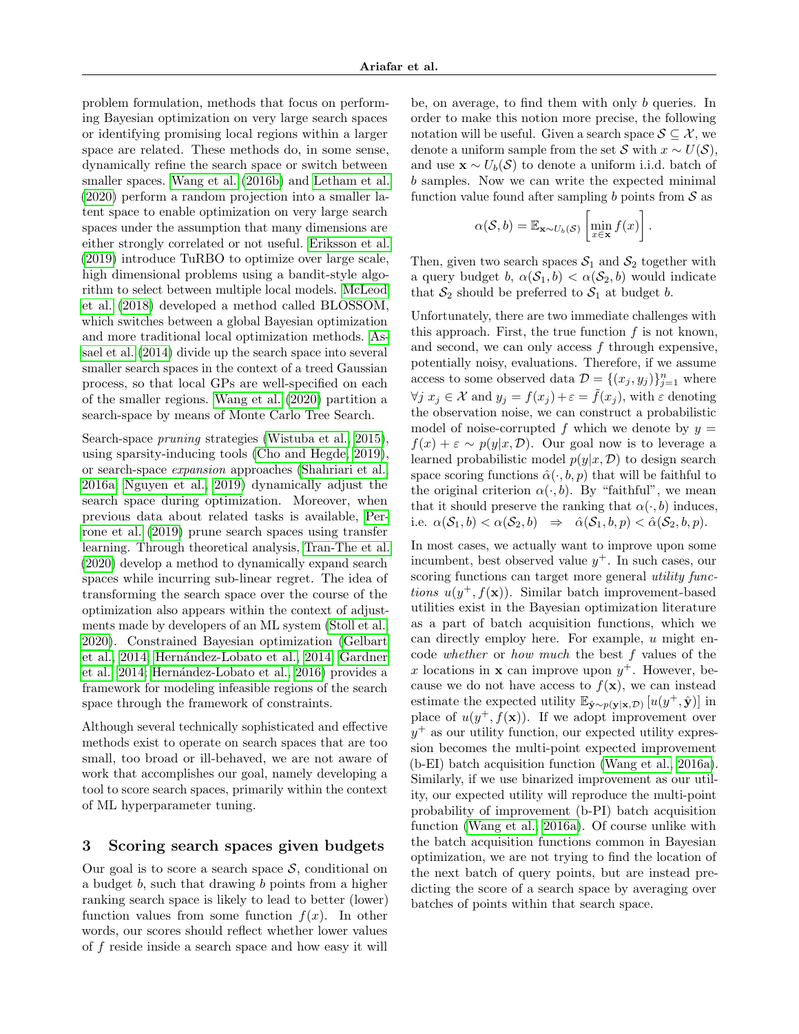problem formulation, methods that focus on performing Bayesian optimization on very large search spaces or identifying promising local regions within a larger space are related. These methods do, in some sense, dynamically refine the search space or switch between smaller spaces. Wang et al. (2016b) and Letham et al. (2020) perform a random projection into a smaller latent space to enable optimization on very large search spaces under the assumption that many dimensions are either strongly correlated or not useful. Eriksson et al. (2019) introduce TuRBO to optimize over large scale, high dimensional problems using a bandit-style algorithm to select between multiple local models. McLeod et al. (2018) developed a method called BLOSSOM, which switches between a global Bayesian optimization and more traditional local optimization methods. Assael et al. (2014) divide up the search space into several smaller search spaces in the context of a treed Gaussian process, so that local GPs are well-specified on each of the smaller regions. Wang et al. (2020) partition a search-space by means of Monte Carlo Tree Search.

Search-space *pruning* strategies (Wistuba et al., 2015), using sparsity-inducing tools (Cho and Hegde, 2019), or search-space *expansion* approaches (Shahriari et al., 2016a; Nguyen et al., 2019) dynamically adjust the search space during optimization. Moreover, when previous data about related tasks is available, Perrone et al. (2019) prune search spaces using transfer learning. Through theoretical analysis, Tran-The et al. (2020) develop a method to dynamically expand search spaces while incurring sub-linear regret. The idea of transforming the search space over the course of the optimization also appears within the context of adjustments made by developers of an ML system (Stoll et al., 2020). Constrained Bayesian optimization (Gelbart et al., 2014; Hernández-Lobato et al., 2014; Gardner et al., 2014; Hernández-Lobato et al., 2016) provides a framework for modeling infeasible regions of the search space through the framework of constraints.

Although several technically sophisticated and effective methods exist to operate on search spaces that are too small, too broad or ill-behaved, we are not aware of work that accomplishes our goal, namely developing a tool to score search spaces, primarily within the context of ML hyperparameter tuning.

## 3 Scoring search spaces given budgets

Our goal is to score a search space $\mathcal{S}$, conditional on a budget $b$, such that drawing $b$ points from a higher ranking search space is likely to lead to better (lower) function values from some function $f(x)$. In other words, our scores should reflect whether lower values of $f$ reside inside a search space and how easy it will be, on average, to find them with only $b$ queries. In order to make this notion more precise, the following notation will be useful. Given a search space $\mathcal{S} \subseteq \mathcal{X}$, we denote a uniform sample from the set $\mathcal{S}$ with $x \sim U(\mathcal{S})$, and use $\mathbf{x} \sim U_b(\mathcal{S})$ to denote a uniform i.i.d. batch of $b$ samples. Now we can write the expected minimal function value found after sampling $b$ points from $\mathcal{S}$ as

$$\alpha(\mathcal{S}, b) = \mathbb{E}_{\mathbf{x} \sim U_b(\mathcal{S})} \left[ \min_{x \in \mathbf{x}} f(x) \right].$$

Then, given two search spaces $\mathcal{S}_1$ and $\mathcal{S}_2$ together with a query budget $b$, $\alpha(\mathcal{S}_1, b) < \alpha(\mathcal{S}_2, b)$ would indicate that $\mathcal{S}_2$ should be preferred to $\mathcal{S}_1$ at budget $b$.

Unfortunately, there are two immediate challenges with this approach. First, the true function $f$ is not known, and second, we can only access $f$ through expensive, potentially noisy, evaluations. Therefore, if we assume access to some observed data $\mathcal{D} = \{(x_j, y_j)\}_{j=1}^n$ where $\forall j \; x_j \in \mathcal{X}$ and $y_j = f(x_j) + \varepsilon = \tilde{f}(x_j)$, with $\varepsilon$ denoting the observation noise, we can construct a probabilistic model of noise-corrupted $f$ which we denote by $y = f(x) + \varepsilon \sim p(y|x, \mathcal{D})$. Our goal now is to leverage a learned probabilistic model $p(y|x, \mathcal{D})$ to design search space scoring functions $\hat{\alpha}(\cdot, b, p)$ that will be faithful to the original criterion $\alpha(\cdot, b)$. By "faithful", we mean that it should preserve the ranking that $\alpha(\cdot, b)$ induces, i.e. $\alpha(\mathcal{S}_1, b) < \alpha(\mathcal{S}_2, b) \;\; \Rightarrow \;\; \hat{\alpha}(\mathcal{S}_1, b, p) < \hat{\alpha}(\mathcal{S}_2, b, p)$.

In most cases, we actually want to improve upon some incumbent, best observed value $y^+$. In such cases, our scoring functions can target more general *utility functions* $u(y^+, f(\mathbf{x}))$. Similar batch improvement-based utilities exist in the Bayesian optimization literature as a part of batch acquisition functions, which we can directly employ here. For example, $u$ might encode *whether* or *how much* the best $f$ values of the $x$ locations in $\mathbf{x}$ can improve upon $y^+$. However, because we do not have access to $f(\mathbf{x})$, we can instead estimate the expected utility $\mathbb{E}_{\hat{\mathbf{y}} \sim p(\mathbf{y}|\mathbf{x}, \mathcal{D})} [u(y^+, \hat{\mathbf{y}})]$ in place of $u(y^+, f(\mathbf{x}))$. If we adopt improvement over $y^+$ as our utility function, our expected utility expression becomes the multi-point expected improvement (b-EI) batch acquisition function (Wang et al., 2016a). Similarly, if we use binarized improvement as our utility, our expected utility will reproduce the multi-point probability of improvement (b-PI) batch acquisition function (Wang et al., 2016a). Of course unlike with the batch acquisition functions common in Bayesian optimization, we are not trying to find the location of the next batch of query points, but are instead predicting the score of a search space by averaging over batches of points within that search space.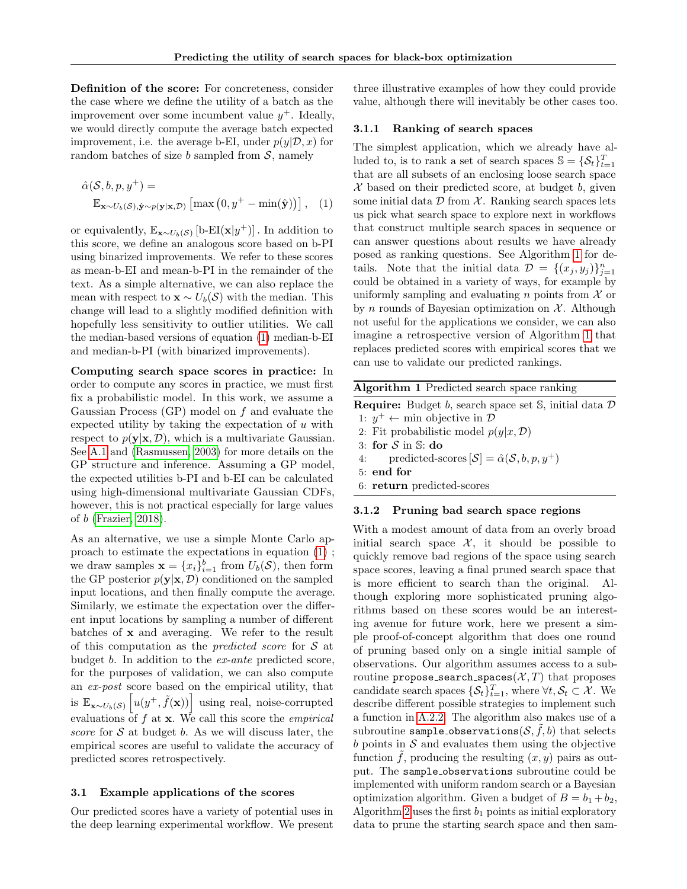**Definition of the score:** For concreteness, consider the case where we define the utility of a batch as the improvement over some incumbent value $y^+$. Ideally, we would directly compute the average batch expected improvement, i.e. the average b-EI, under $p(y|\mathcal{D}, x)$ for random batches of size $b$ sampled from $\mathcal{S}$, namely

$$\hat{\alpha}(\mathcal{S}, b, p, y^+) = \mathbb{E}_{\mathbf{x} \sim U_b(\mathcal{S}), \hat{\mathbf{y}} \sim p(\mathbf{y}|\mathbf{x}, \mathcal{D})} \left[\max\left(0, y^+ - \min(\hat{\mathbf{y}})\right)\right], \quad (1)$$

or equivalently, $\mathbb{E}_{\mathbf{x} \sim U_b(\mathcal{S})}\left[\text{b-EI}(\mathbf{x}|y^+)\right]$. In addition to this score, we define an analogous score based on b-PI using binarized improvements. We refer to these scores as mean-b-EI and mean-b-PI in the remainder of the text. As a simple alternative, we can also replace the mean with respect to $\mathbf{x} \sim U_b(\mathcal{S})$ with the median. This change will lead to a slightly modified definition with hopefully less sensitivity to outlier utilities. We call the median-based versions of equation (1) median-b-EI and median-b-PI (with binarized improvements).

**Computing search space scores in practice:** In order to compute any scores in practice, we must first fix a probabilistic model. In this work, we assume a Gaussian Process (GP) model on $f$ and evaluate the expected utility by taking the expectation of $u$ with respect to $p(\mathbf{y}|\mathbf{x}, \mathcal{D})$, which is a multivariate Gaussian. See A.1 and (Rasmussen, 2003) for more details on the GP structure and inference. Assuming a GP model, the expected utilities b-PI and b-EI can be calculated using high-dimensional multivariate Gaussian CDFs, however, this is not practical especially for large values of $b$ (Frazier, 2018).

As an alternative, we use a simple Monte Carlo approach to estimate the expectations in equation (1) ; we draw samples $\mathbf{x} = \{x_i\}_{i=1}^b$ from $U_b(\mathcal{S})$, then form the GP posterior $p(\mathbf{y}|\mathbf{x}, \mathcal{D})$ conditioned on the sampled input locations, and then finally compute the average. Similarly, we estimate the expectation over the different input locations by sampling a number of different batches of $\mathbf{x}$ and averaging. We refer to the result of this computation as the *predicted score* for $\mathcal{S}$ at budget $b$. In addition to the *ex-ante* predicted score, for the purposes of validation, we can also compute an *ex-post* score based on the empirical utility, that is $\mathbb{E}_{\mathbf{x} \sim U_b(\mathcal{S})}\left[u(y^+, \tilde{f}(\mathbf{x}))\right]$ using real, noise-corrupted evaluations of $f$ at $\mathbf{x}$. We call this score the *empirical score* for $\mathcal{S}$ at budget $b$. As we will discuss later, the empirical scores are useful to validate the accuracy of predicted scores retrospectively.

### 3.1 Example applications of the scores

Our predicted scores have a variety of potential uses in the deep learning experimental workflow. We present three illustrative examples of how they could provide value, although there will inevitably be other cases too.

#### 3.1.1 Ranking of search spaces

The simplest application, which we already have alluded to, is to rank a set of search spaces $\mathbb{S} = \{\mathcal{S}_t\}_{t=1}^T$ that are all subsets of an enclosing loose search space $\mathcal{X}$ based on their predicted score, at budget $b$, given some initial data $\mathcal{D}$ from $\mathcal{X}$. Ranking search spaces lets us pick what search space to explore next in workflows that construct multiple search spaces in sequence or can answer questions about results we have already posed as ranking questions. See Algorithm 1 for details. Note that the initial data $\mathcal{D} = \{(x_j, y_j)\}_{j=1}^n$ could be obtained in a variety of ways, for example by uniformly sampling and evaluating $n$ points from $\mathcal{X}$ or by $n$ rounds of Bayesian optimization on $\mathcal{X}$. Although not useful for the applications we consider, we can also imagine a retrospective version of Algorithm 1 that replaces predicted scores with empirical scores that we can use to validate our predicted rankings.

**Algorithm 1** Predicted search space ranking

**Require:** Budget $b$, search space set $\mathbb{S}$, initial data $\mathcal{D}$
1: $y^+ \leftarrow$ min objective in $\mathcal{D}$
2: Fit probabilistic model $p(y|x, \mathcal{D})$
3: **for** $\mathcal{S}$ in $\mathbb{S}$: **do**
4: predicted-scores $[\mathcal{S}] = \hat{\alpha}(\mathcal{S}, b, p, y^+)$
5: **end for**
6: **return** predicted-scores

#### 3.1.2 Pruning bad search space regions

With a modest amount of data from an overly broad initial search space $\mathcal{X}$, it should be possible to quickly remove bad regions of the space using search space scores, leaving a final pruned search space that is more efficient to search than the original. Although exploring more sophisticated pruning algorithms based on these scores would be an interesting avenue for future work, here we present a simple proof-of-concept algorithm that does one round of pruning based only on a single initial sample of observations. Our algorithm assumes access to a subroutine `propose_search_spaces`$(\mathcal{X}, T)$ that proposes candidate search spaces $\{\mathcal{S}_t\}_{t=1}^T$, where $\forall t, \mathcal{S}_t \subset \mathcal{X}$. We describe different possible strategies to implement such a function in A.2.2. The algorithm also makes use of a subroutine `sample_observations`$(\mathcal{S}, \tilde{f}, b)$ that selects $b$ points in $\mathcal{S}$ and evaluates them using the objective function $\tilde{f}$, producing the resulting $(x, y)$ pairs as output. The `sample_observations` subroutine could be implemented with uniform random search or a Bayesian optimization algorithm. Given a budget of $B = b_1 + b_2$, Algorithm 2 uses the first $b_1$ points as initial exploratory data to prune the starting search space and then sam-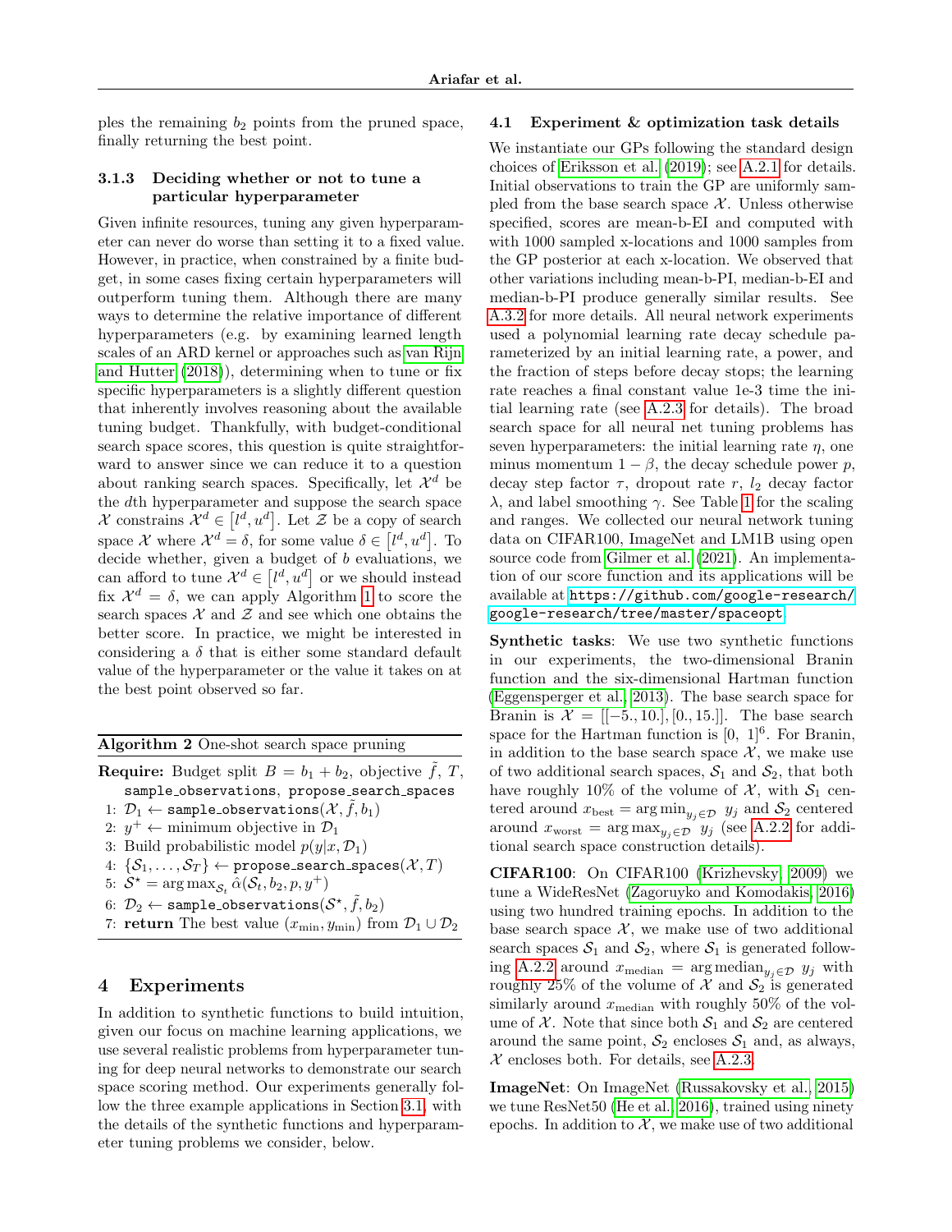ples the remaining $b_2$ points from the pruned space, finally returning the best point.

#### 3.1.3 Deciding whether or not to tune a particular hyperparameter

Given infinite resources, tuning any given hyperparameter can never do worse than setting it to a fixed value. However, in practice, when constrained by a finite budget, in some cases fixing certain hyperparameters will outperform tuning them. Although there are many ways to determine the relative importance of different hyperparameters (e.g. by examining learned length scales of an ARD kernel or approaches such as van Rijn and Hutter (2018)), determining when to tune or fix specific hyperparameters is a slightly different question that inherently involves reasoning about the available tuning budget. Thankfully, with budget-conditional search space scores, this question is quite straightforward to answer since we can reduce it to a question about ranking search spaces. Specifically, let $\mathcal{X}^d$ be the $d$th hyperparameter and suppose the search space $\mathcal{X}$ constrains $\mathcal{X}^d \in [l^d, u^d]$. Let $\mathcal{Z}$ be a copy of search space $\mathcal{X}$ where $\mathcal{X}^d = \delta$, for some value $\delta \in [l^d, u^d]$. To decide whether, given a budget of $b$ evaluations, we can afford to tune $\mathcal{X}^d \in [l^d, u^d]$ or we should instead fix $\mathcal{X}^d = \delta$, we can apply Algorithm 1 to score the search spaces $\mathcal{X}$ and $\mathcal{Z}$ and see which one obtains the better score. In practice, we might be interested in considering a $\delta$ that is either some standard default value of the hyperparameter or the value it takes on at the best point observed so far.

**Algorithm 2** One-shot search space pruning

**Require:** Budget split $B = b_1 + b_2$, objective $\tilde{f}$, $T$, `sample_observations`, `propose_search_spaces`

1: $\mathcal{D}_1 \leftarrow$ `sample_observations`$(\mathcal{X}, \tilde{f}, b_1)$
2: $y^+ \leftarrow$ minimum objective in $\mathcal{D}_1$
3: Build probabilistic model $p(y|x, \mathcal{D}_1)$
4: $\{\mathcal{S}_1, \ldots, \mathcal{S}_T\} \leftarrow$ `propose_search_spaces`$(\mathcal{X}, T)$
5: $\mathcal{S}^\star = \arg\max_{\mathcal{S}_t} \hat{\alpha}(\mathcal{S}_t, b_2, p, y^+)$
6: $\mathcal{D}_2 \leftarrow$ `sample_observations`$(\mathcal{S}^\star, \tilde{f}, b_2)$
7: **return** The best value $(x_{\min}, y_{\min})$ from $\mathcal{D}_1 \cup \mathcal{D}_2$

## 4 Experiments

In addition to synthetic functions to build intuition, given our focus on machine learning applications, we use several realistic problems from hyperparameter tuning for deep neural networks to demonstrate our search space scoring method. Our experiments generally follow the three example applications in Section 3.1, with the details of the synthetic functions and hyperparameter tuning problems we consider, below.

### 4.1 Experiment & optimization task details

We instantiate our GPs following the standard design choices of Eriksson et al. (2019); see A.2.1 for details. Initial observations to train the GP are uniformly sampled from the base search space $\mathcal{X}$. Unless otherwise specified, scores are mean-b-EI and computed with with 1000 sampled x-locations and 1000 samples from the GP posterior at each x-location. We observed that other variations including mean-b-PI, median-b-EI and median-b-PI produce generally similar results. See A.3.2 for more details. All neural network experiments used a polynomial learning rate decay schedule parameterized by an initial learning rate, a power, and the fraction of steps before decay stops; the learning rate reaches a final constant value 1e-3 time the initial learning rate (see A.2.3 for details). The broad search space for all neural net tuning problems has seven hyperparameters: the initial learning rate $\eta$, one minus momentum $1 - \beta$, the decay schedule power $p$, decay step factor $\tau$, dropout rate $r$, $l_2$ decay factor $\lambda$, and label smoothing $\gamma$. See Table 1 for the scaling and ranges. We collected our neural network tuning data on CIFAR100, ImageNet and LM1B using open source code from Gilmer et al. (2021). An implementation of our score function and its applications will be available at https://github.com/google-research/google-research/tree/master/spaceopt.

**Synthetic tasks**: We use two synthetic functions in our experiments, the two-dimensional Branin function and the six-dimensional Hartman function (Eggensperger et al., 2013). The base search space for Branin is $\mathcal{X} = [[-5., 10.], [0., 15.]]$. The base search space for the Hartman function is $[0,\ 1]^6$. For Branin, in addition to the base search space $\mathcal{X}$, we make use of two additional search spaces, $\mathcal{S}_1$ and $\mathcal{S}_2$, that both have roughly 10% of the volume of $\mathcal{X}$, with $\mathcal{S}_1$ centered around $x_{\text{best}} = \arg\min_{y_j \in \mathcal{D}}\ y_j$ and $\mathcal{S}_2$ centered around $x_{\text{worst}} = \arg\max_{y_j \in \mathcal{D}}\ y_j$ (see A.2.2 for additional search space construction details).

**CIFAR100**: On CIFAR100 (Krizhevsky, 2009) we tune a WideResNet (Zagoruyko and Komodakis, 2016) using two hundred training epochs. In addition to the base search space $\mathcal{X}$, we make use of two additional search spaces $\mathcal{S}_1$ and $\mathcal{S}_2$, where $\mathcal{S}_1$ is generated following A.2.2 around $x_{\text{median}} = \arg\text{median}_{y_j \in \mathcal{D}}\ y_j$ with roughly 25% of the volume of $\mathcal{X}$ and $\mathcal{S}_2$ is generated similarly around $x_{\text{median}}$ with roughly 50% of the volume of $\mathcal{X}$. Note that since both $\mathcal{S}_1$ and $\mathcal{S}_2$ are centered around the same point, $\mathcal{S}_2$ encloses $\mathcal{S}_1$ and, as always, $\mathcal{X}$ encloses both. For details, see A.2.3.

**ImageNet**: On ImageNet (Russakovsky et al., 2015) we tune ResNet50 (He et al., 2016), trained using ninety epochs. In addition to $\mathcal{X}$, we make use of two additional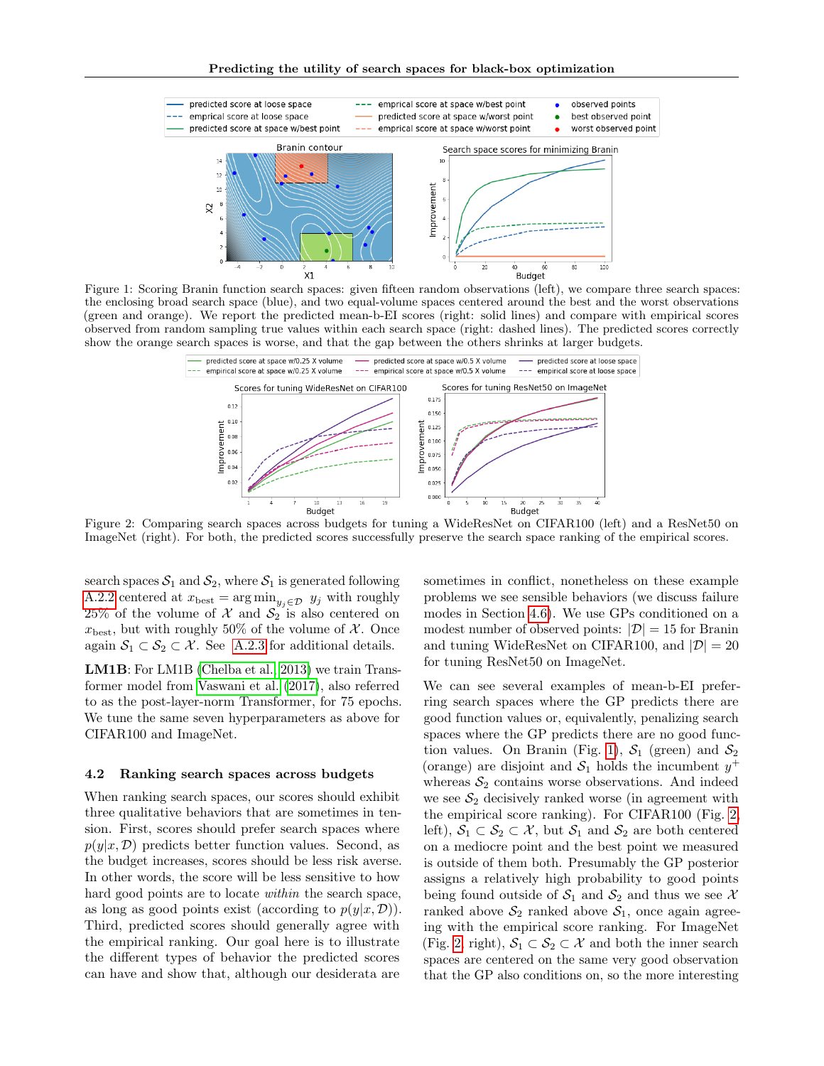Figure 1: Scoring Branin function search spaces: given fifteen random observations (left), we compare three search spaces: the enclosing broad search space (blue), and two equal-volume search spaces centered around the best and the worst observations (green and orange). We report the predicted mean-b-EI scores (right: solid lines) and compare with empirical scores observed from random sampling true values within each search space (right: dashed lines). The predicted scores correctly show the orange search spaces is worse, and that the gap between the others shrinks at larger budgets.

Figure 2: Comparing search spaces across budgets for tuning a WideResNet on CIFAR100 (left) and a ResNet50 on ImageNet (right). For both, the predicted scores successfully preserve the search space ranking of the empirical scores.

search spaces $\mathcal{S}_1$ and $\mathcal{S}_2$, where $\mathcal{S}_1$ is generated following A.2.2 centered at $x_{\text{best}} = \arg\min_{y_j \in \mathcal{D}} y_j$ with roughly 25% of the volume of $\mathcal{X}$ and $\mathcal{S}_2$ is also centered on $x_{\text{best}}$, but with roughly 50% of the volume of $\mathcal{X}$. Once again $\mathcal{S}_1 \subset \mathcal{S}_2 \subset \mathcal{X}$. See A.2.3 for additional details.

**LM1B**: For LM1B (Chelba et al., 2013) we train Transformer model from Vaswani et al. (2017), also referred to as the post-layer-norm Transformer, for 75 epochs. We tune the same seven hyperparameters as above for CIFAR100 and ImageNet.

### 4.2 Ranking search spaces across budgets

When ranking search spaces, our scores should exhibit three qualitative behaviors that are sometimes in tension. First, scores should prefer search spaces where $p(y|x, \mathcal{D})$ predicts better function values. Second, as the budget increases, scores should be less risk averse. In other words, the score will be less sensitive to how hard good points are to locate *within* the search space, as long as good points exist (according to $p(y|x, \mathcal{D})$). Third, predicted scores should generally agree with the empirical ranking. Our goal here is to illustrate the different types of behavior the predicted scores can have and show that, although our desiderata are sometimes in conflict, nonetheless on these example problems we see sensible behaviors (we discuss failure modes in Section 4.6). We use GPs conditioned on a modest number of observed points: $|\mathcal{D}| = 15$ for Branin and tuning WideResNet on CIFAR100, and $|\mathcal{D}| = 20$ for tuning ResNet50 on ImageNet.

We can see several examples of mean-b-EI preferring search spaces where the GP predicts there are good function values or, equivalently, penalizing search spaces where the GP predicts there are no good function values. On Branin (Fig. 1), $\mathcal{S}_1$ (green) and $\mathcal{S}_2$ (orange) are disjoint and $\mathcal{S}_1$ holds the incumbent $y^+$ whereas $\mathcal{S}_2$ contains worse observations. And indeed we see $\mathcal{S}_2$ decisively ranked worse (in agreement with the empirical score ranking). For CIFAR100 (Fig. 2, left), $\mathcal{S}_1 \subset \mathcal{S}_2 \subset \mathcal{X}$, but $\mathcal{S}_1$ and $\mathcal{S}_2$ are both centered on a mediocre point and the best point we measured is outside of them both. Presumably the GP posterior assigns a relatively high probability to good points being found outside of $\mathcal{S}_1$ and $\mathcal{S}_2$ and thus we see $\mathcal{X}$ ranked above $\mathcal{S}_2$ ranked above $\mathcal{S}_1$, once again agreeing with the empirical score ranking. For ImageNet (Fig. 2, right), $\mathcal{S}_1 \subset \mathcal{S}_2 \subset \mathcal{X}$ and both the inner search spaces are centered on the same very good observation that the GP also conditions on, so the more interesting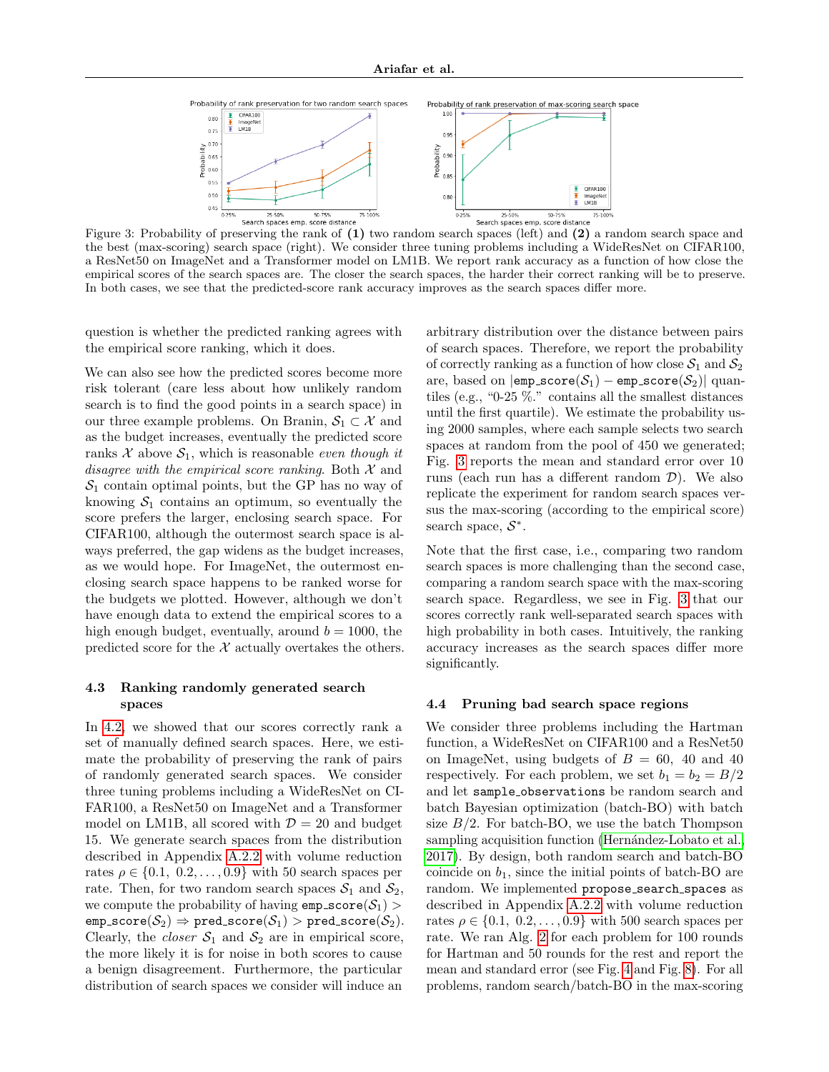Figure 3: Probability of preserving the rank of **(1)** two random search spaces (left) and **(2)** a random search space and the best (max-scoring) search space (right). We consider three tuning problems including a WideResNet on CIFAR100, a ResNet50 on ImageNet and a Transformer model on LM1B. We report rank accuracy as a function of how close the empirical scores of the search spaces are. The closer the search spaces, the harder their correct ranking will be to preserve. In both cases, we see that the predicted-score rank accuracy improves as the search spaces differ more.

question is whether the predicted ranking agrees with the empirical score ranking, which it does.

We can also see how the predicted scores become more risk tolerant (care less about how unlikely random search is to find the good points in a search space) in our three example problems. On Branin, $\mathcal{S}_1 \subset \mathcal{X}$ and as the budget increases, eventually the predicted score ranks $\mathcal{X}$ above $\mathcal{S}_1$, which is reasonable *even though it disagree with the empirical score ranking*. Both $\mathcal{X}$ and $\mathcal{S}_1$ contain optimal points, but the GP has no way of knowing $\mathcal{S}_1$ contains an optimum, so eventually the score prefers the larger, enclosing search space. For CIFAR100, although the outermost search space is always preferred, the gap widens as the budget increases, as we would hope. For ImageNet, the outermost enclosing search space happens to be ranked worse for the budgets we plotted. However, although we don't have enough data to extend the empirical scores to a high enough budget, eventually, around $b = 1000$, the predicted score for the $\mathcal{X}$ actually overtakes the others.

### 4.3 Ranking randomly generated search spaces

In 4.2, we showed that our scores correctly rank a set of manually defined search spaces. Here, we estimate the probability of preserving the rank of pairs of randomly generated search spaces. We consider three tuning problems including a WideResNet on CIFAR100, a ResNet50 on ImageNet and a Transformer model on LM1B, all scored with $\mathcal{D} = 20$ and budget 15. We generate search spaces from the distribution described in Appendix A.2.2 with volume reduction rates $\rho \in \{0.1,\ 0.2, \ldots, 0.9\}$ with 50 search spaces per rate. Then, for two random search spaces $\mathcal{S}_1$ and $\mathcal{S}_2$, we compute the probability of having $\texttt{emp\_score}(\mathcal{S}_1) > \texttt{emp\_score}(\mathcal{S}_2) \Rightarrow \texttt{pred\_score}(\mathcal{S}_1) > \texttt{pred\_score}(\mathcal{S}_2)$. Clearly, the *closer* $\mathcal{S}_1$ and $\mathcal{S}_2$ are in empirical score, the more likely it is for noise in both scores to cause a benign disagreement. Furthermore, the particular distribution of search spaces we consider will induce an arbitrary distribution over the distance between pairs of search spaces. Therefore, we report the probability of correctly ranking as a function of how close $\mathcal{S}_1$ and $\mathcal{S}_2$ are, based on $|\texttt{emp\_score}(\mathcal{S}_1) - \texttt{emp\_score}(\mathcal{S}_2)|$ quantiles (e.g., "0-25 %." contains all the smallest distances until the first quartile). We estimate the probability using 2000 samples, where each sample selects two search spaces at random from the pool of 450 we generated; Fig. 3 reports the mean and standard error over 10 runs (each run has a different random $\mathcal{D}$). We also replicate the experiment for random search spaces versus the max-scoring (according to the empirical score) search space, $\mathcal{S}^*$.

Note that the first case, i.e., comparing two random search spaces is more challenging than the second case, comparing a random search space with the max-scoring search space. Regardless, we see in Fig. 3 that our scores correctly rank well-separated search spaces with high probability in both cases. Intuitively, the ranking accuracy increases as the search spaces differ more significantly.

### 4.4 Pruning bad search space regions

We consider three problems including the Hartman function, a WideResNet on CIFAR100 and a ResNet50 on ImageNet, using budgets of $B = 60$, 40 and 40 respectively. For each problem, we set $b_1 = b_2 = B/2$ and let `sample_observations` be random search and batch Bayesian optimization (batch-BO) with batch size $B/2$. For batch-BO, we use the batch Thompson sampling acquisition function (Hernández-Lobato et al., 2017). By design, both random search and batch-BO coincide on $b_1$, since the initial points of batch-BO are random. We implemented `propose_search_spaces` as described in Appendix A.2.2 with volume reduction rates $\rho \in \{0.1,\ 0.2, \ldots, 0.9\}$ with 500 search spaces per rate. We ran Alg. 2 for each problem for 100 rounds for Hartman and 50 rounds for the rest and report the mean and standard error (see Fig. 4 and Fig. 8). For all problems, random search/batch-BO in the max-scoring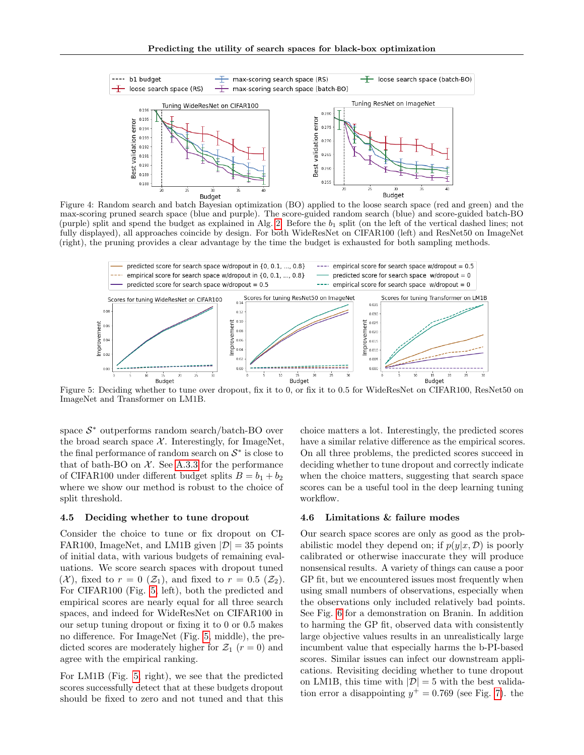Figure 4: Random search and batch Bayesian optimization (BO) applied to the loose search space (red and green) and the max-scoring pruned search space (blue and purple). The score-guided random search (blue) and score-guided batch-BO (purple) split and spend the budget as explained in Alg. 2. Before the $b_1$ split (on the left of the vertical dashed lines; not fully displayed), all approaches coincide by design. For both WideResNet on CIFAR100 (left) and ResNet50 on ImageNet (right), the pruning provides a clear advantage by the time the budget is exhausted for both sampling methods.

Figure 5: Deciding whether to tune over dropout, fix it to 0, or fix it to 0.5 for WideResNet on CIFAR100, ResNet50 on ImageNet and Transformer on LM1B.

space $\mathcal{S}^*$ outperforms random search/batch-BO over the broad search space $\mathcal{X}$. Interestingly, for ImageNet, the final performance of random search on $\mathcal{S}^*$ is close to that of bath-BO on $\mathcal{X}$. See A.3.3 for the performance of CIFAR100 under different budget splits $B = b_1 + b_2$ where we show our method is robust to the choice of split threshold.

### 4.5 Deciding whether to tune dropout

Consider the choice to tune or fix dropout on CIFAR100, ImageNet, and LM1B given $|\mathcal{D}| = 35$ points of initial data, with various budgets of remaining evaluations. We score search spaces with dropout tuned ($\mathcal{X}$), fixed to $r = 0$ ($\mathcal{Z}_1$), and fixed to $r = 0.5$ ($\mathcal{Z}_2$). For CIFAR100 (Fig. 5, left), both the predicted and empirical scores are nearly equal for all three search spaces, and indeed for WideResNet on CIFAR100 in our setup tuning dropout or fixing it to 0 or 0.5 makes no difference. For ImageNet (Fig. 5, middle), the predicted scores are moderately higher for $\mathcal{Z}_1$ ($r = 0$) and agree with the empirical ranking.

For LM1B (Fig. 5, right), we see that the predicted scores successfully detect that at these budgets dropout should be fixed to zero and not tuned and that this choice matters a lot. Interestingly, the predicted scores have a similar relative difference as the empirical scores. On all three problems, the predicted scores succeed in deciding whether to tune dropout and correctly indicate when the choice matters, suggesting that search space scores can be a useful tool in the deep learning tuning workflow.

### 4.6 Limitations & failure modes

Our search space scores are only as good as the probabilistic model they depend on; if $p(y|x, \mathcal{D})$ is poorly calibrated or otherwise inaccurate they will produce nonsensical results. A variety of things can cause a poor GP fit, but we encountered issues most frequently when using small numbers of observations, especially when the observations only included relatively bad points. See Fig. 6 for a demonstration on Branin. In addition to harming the GP fit, observed data with consistently large objective values results in an unrealistically large incumbent value that especially harms the b-PI-based scores. Similar issues can infect our downstream applications. Revisiting deciding whether to tune dropout on LM1B, this time with $|\mathcal{D}| = 5$ with the best validation error a disappointing $y^+ = 0.769$ (see Fig. 7). the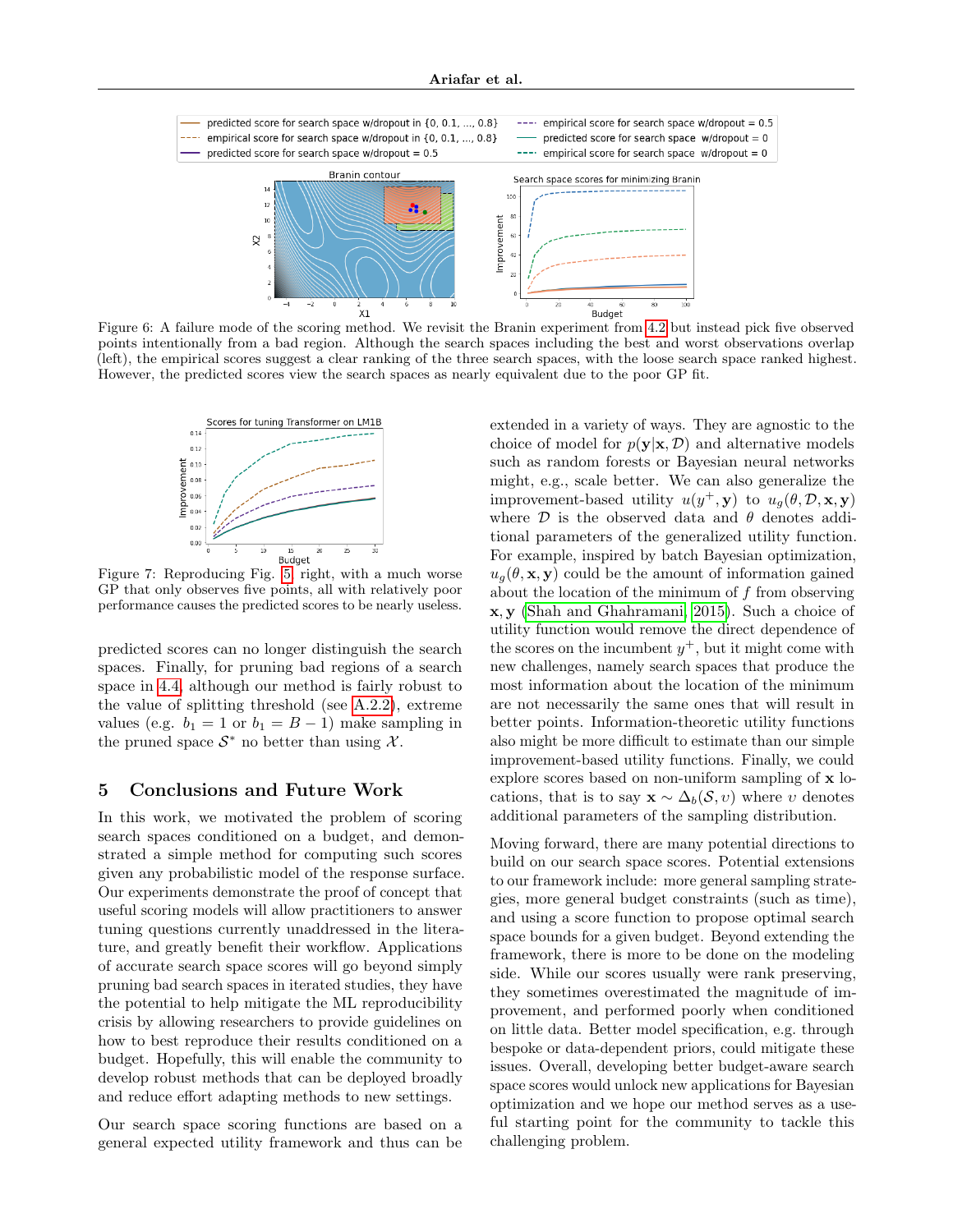Figure 6: A failure mode of the scoring method. We revisit the Branin experiment from 4.2 but instead pick five observed points intentionally from a bad region. Although the search spaces including the best and worst observations overlap (left), the empirical scores suggest a clear ranking of the three search spaces, with the loose search space ranked highest. However, the predicted scores view the search spaces as nearly equivalent due to the poor GP fit.

Figure 7: Reproducing Fig. 5 right, with a much worse GP that only observes five points, all with relatively poor performance causes the predicted scores to be nearly useless.

predicted scores can no longer distinguish the search spaces. Finally, for pruning bad regions of a search space in 4.4, although our method is fairly robust to the value of splitting threshold (see A.2.2), extreme values (e.g. $b_1 = 1$ or $b_1 = B - 1$) make sampling in the pruned space $\mathcal{S}^*$ no better than using $\mathcal{X}$.

## 5 Conclusions and Future Work

In this work, we motivated the problem of scoring search spaces conditioned on a budget, and demonstrated a simple method for computing such scores given any probabilistic model of the response surface. Our experiments demonstrate the proof of concept that useful scoring models will allow practitioners to answer tuning questions currently unaddressed in the literature, and greatly benefit their workflow. Applications of accurate search space scores will go beyond simply pruning bad search spaces in iterated studies, they have the potential to help mitigate the ML reproducibility crisis by allowing researchers to provide guidelines on how to best reproduce their results conditioned on a budget. Hopefully, this will enable the community to develop robust methods that can be deployed broadly and reduce effort adapting methods to new settings.

Our search space scoring functions are based on a general expected utility framework and thus can be extended in a variety of ways. They are agnostic to the choice of model for $p(\mathbf{y}|\mathbf{x}, \mathcal{D})$ and alternative models such as random forests or Bayesian neural networks might, e.g., scale better. We can also generalize the improvement-based utility $u(y^+, \mathbf{y})$ to $u_g(\theta, \mathcal{D}, \mathbf{x}, \mathbf{y})$ where $\mathcal{D}$ is the observed data and $\theta$ denotes additional parameters of the generalized utility function. For example, inspired by batch Bayesian optimization, $u_g(\theta, \mathbf{x}, \mathbf{y})$ could be the amount of information gained about the location of the minimum of $f$ from observing $\mathbf{x}, \mathbf{y}$ (Shah and Ghahramani, 2015). Such a choice of utility function would remove the direct dependence of the scores on the incumbent $y^+$, but it might come with new challenges, namely search spaces that produce the most information about the location of the minimum are not necessarily the same ones that will result in better points. Information-theoretic utility functions also might be more difficult to estimate than our simple improvement-based utility functions. Finally, we could explore scores based on non-uniform sampling of $\mathbf{x}$ locations, that is to say $\mathbf{x} \sim \Delta_b(\mathcal{S}, \upsilon)$ where $\upsilon$ denotes additional parameters of the sampling distribution.

Moving forward, there are many potential directions to build on our search space scores. Potential extensions to our framework include: more general sampling strategies, more general budget constraints (such as time), and using a score function to propose optimal search space bounds for a given budget. Beyond extending the framework, there is more to be done on the modeling side. While our scores usually were rank preserving, they sometimes overestimated the magnitude of improvement, and performed poorly when conditioned on little data. Better model specification, e.g. through bespoke or data-dependent priors, could mitigate these issues. Overall, developing better budget-aware search space scores would unlock new applications for Bayesian optimization and we hope our method serves as a useful starting point for the community to tackle this challenging problem.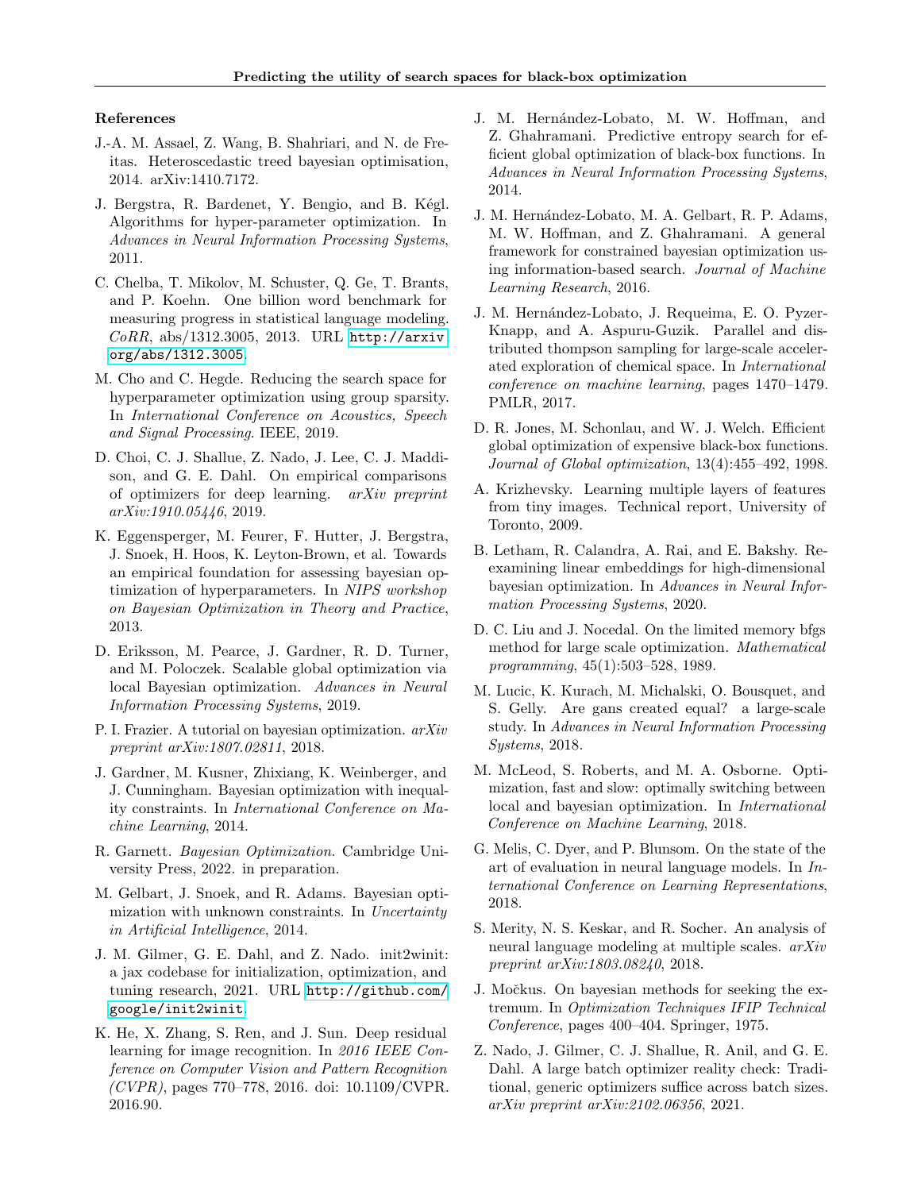## References

J.-A. M. Assael, Z. Wang, B. Shahriari, and N. de Freitas. Heteroscedastic treed bayesian optimisation, 2014. arXiv:1410.7172.

J. Bergstra, R. Bardenet, Y. Bengio, and B. Kégl. Algorithms for hyper-parameter optimization. In *Advances in Neural Information Processing Systems*, 2011.

C. Chelba, T. Mikolov, M. Schuster, Q. Ge, T. Brants, and P. Koehn. One billion word benchmark for measuring progress in statistical language modeling. *CoRR*, abs/1312.3005, 2013. URL http://arxiv.org/abs/1312.3005.

M. Cho and C. Hegde. Reducing the search space for hyperparameter optimization using group sparsity. In *International Conference on Acoustics, Speech and Signal Processing*. IEEE, 2019.

D. Choi, C. J. Shallue, Z. Nado, J. Lee, C. J. Maddison, and G. E. Dahl. On empirical comparisons of optimizers for deep learning. *arXiv preprint arXiv:1910.05446*, 2019.

K. Eggensperger, M. Feurer, F. Hutter, J. Bergstra, J. Snoek, H. Hoos, K. Leyton-Brown, et al. Towards an empirical foundation for assessing bayesian optimization of hyperparameters. In *NIPS workshop on Bayesian Optimization in Theory and Practice*, 2013.

D. Eriksson, M. Pearce, J. Gardner, R. D. Turner, and M. Poloczek. Scalable global optimization via local Bayesian optimization. *Advances in Neural Information Processing Systems*, 2019.

P. I. Frazier. A tutorial on bayesian optimization. *arXiv preprint arXiv:1807.02811*, 2018.

J. Gardner, M. Kusner, Zhixiang, K. Weinberger, and J. Cunningham. Bayesian optimization with inequality constraints. In *International Conference on Machine Learning*, 2014.

R. Garnett. *Bayesian Optimization*. Cambridge University Press, 2022. in preparation.

M. Gelbart, J. Snoek, and R. Adams. Bayesian optimization with unknown constraints. In *Uncertainty in Artificial Intelligence*, 2014.

J. M. Gilmer, G. E. Dahl, and Z. Nado. init2winit: a jax codebase for initialization, optimization, and tuning research, 2021. URL http://github.com/google/init2winit.

K. He, X. Zhang, S. Ren, and J. Sun. Deep residual learning for image recognition. In *2016 IEEE Conference on Computer Vision and Pattern Recognition (CVPR)*, pages 770–778, 2016. doi: 10.1109/CVPR.2016.90.

J. M. Hernández-Lobato, M. W. Hoffman, and Z. Ghahramani. Predictive entropy search for efficient global optimization of black-box functions. In *Advances in Neural Information Processing Systems*, 2014.

J. M. Hernández-Lobato, M. A. Gelbart, R. P. Adams, M. W. Hoffman, and Z. Ghahramani. A general framework for constrained bayesian optimization using information-based search. *Journal of Machine Learning Research*, 2016.

J. M. Hernández-Lobato, J. Requeima, E. O. Pyzer-Knapp, and A. Aspuru-Guzik. Parallel and distributed thompson sampling for large-scale accelerated exploration of chemical space. In *International conference on machine learning*, pages 1470–1479. PMLR, 2017.

D. R. Jones, M. Schonlau, and W. J. Welch. Efficient global optimization of expensive black-box functions. *Journal of Global optimization*, 13(4):455–492, 1998.

A. Krizhevsky. Learning multiple layers of features from tiny images. Technical report, University of Toronto, 2009.

B. Letham, R. Calandra, A. Rai, and E. Bakshy. Re-examining linear embeddings for high-dimensional bayesian optimization. In *Advances in Neural Information Processing Systems*, 2020.

D. C. Liu and J. Nocedal. On the limited memory bfgs method for large scale optimization. *Mathematical programming*, 45(1):503–528, 1989.

M. Lucic, K. Kurach, M. Michalski, O. Bousquet, and S. Gelly. Are gans created equal? a large-scale study. In *Advances in Neural Information Processing Systems*, 2018.

M. McLeod, S. Roberts, and M. A. Osborne. Optimization, fast and slow: optimally switching between local and bayesian optimization. In *International Conference on Machine Learning*, 2018.

G. Melis, C. Dyer, and P. Blunsom. On the state of the art of evaluation in neural language models. In *International Conference on Learning Representations*, 2018.

S. Merity, N. S. Keskar, and R. Socher. An analysis of neural language modeling at multiple scales. *arXiv preprint arXiv:1803.08240*, 2018.

J. Močkus. On bayesian methods for seeking the extremum. In *Optimization Techniques IFIP Technical Conference*, pages 400–404. Springer, 1975.

Z. Nado, J. Gilmer, C. J. Shallue, R. Anil, and G. E. Dahl. A large batch optimizer reality check: Traditional, generic optimizers suffice across batch sizes. *arXiv preprint arXiv:2102.06356*, 2021.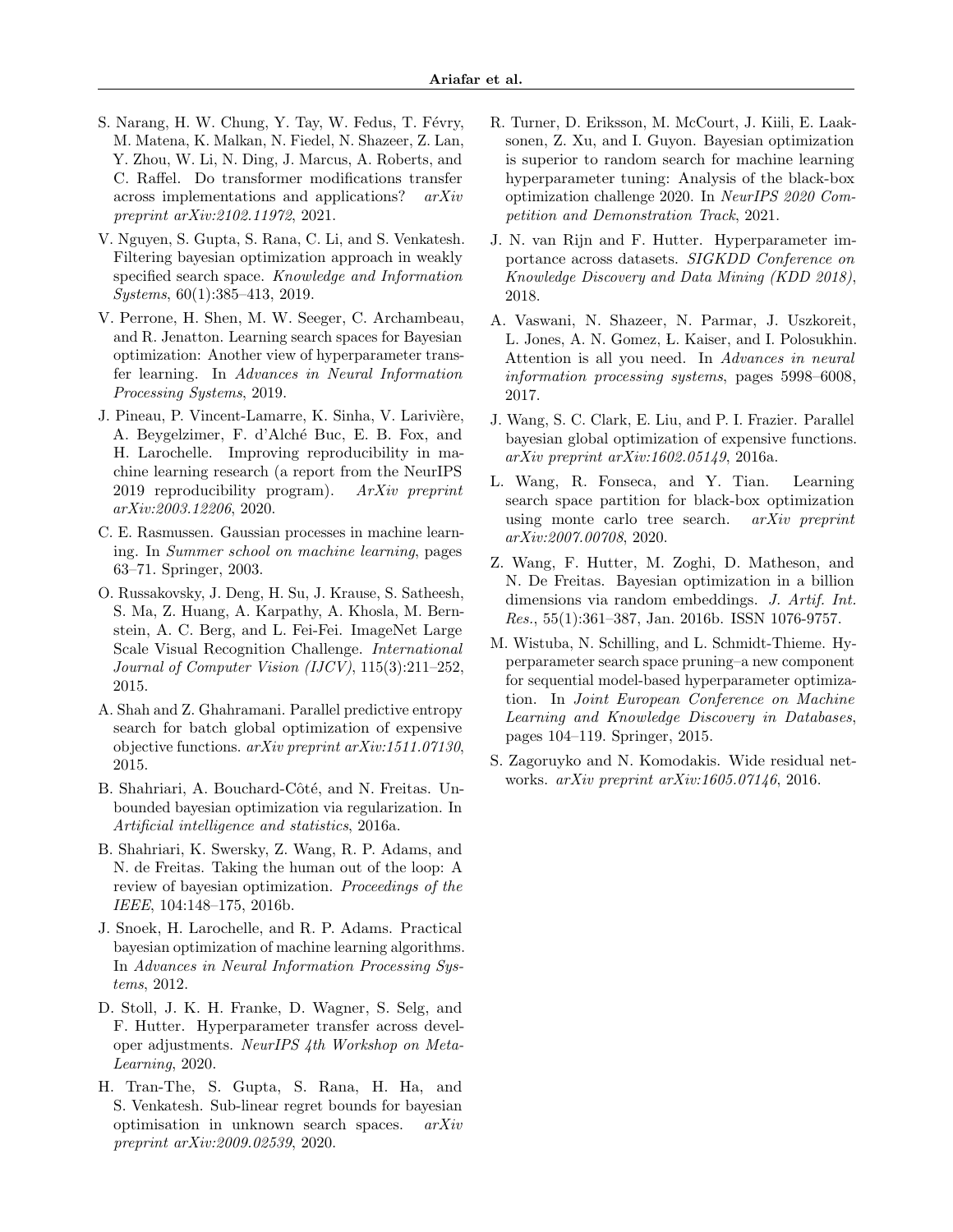S. Narang, H. W. Chung, Y. Tay, W. Fedus, T. Févry, M. Matena, K. Malkan, N. Fiedel, N. Shazeer, Z. Lan, Y. Zhou, W. Li, N. Ding, J. Marcus, A. Roberts, and C. Raffel. Do transformer modifications transfer across implementations and applications? *arXiv preprint arXiv:2102.11972*, 2021.

V. Nguyen, S. Gupta, S. Rana, C. Li, and S. Venkatesh. Filtering bayesian optimization approach in weakly specified search space. *Knowledge and Information Systems*, 60(1):385–413, 2019.

V. Perrone, H. Shen, M. W. Seeger, C. Archambeau, and R. Jenatton. Learning search spaces for Bayesian optimization: Another view of hyperparameter transfer learning. In *Advances in Neural Information Processing Systems*, 2019.

J. Pineau, P. Vincent-Lamarre, K. Sinha, V. Larivière, A. Beygelzimer, F. d'Alché Buc, E. B. Fox, and H. Larochelle. Improving reproducibility in machine learning research (a report from the NeurIPS 2019 reproducibility program). *ArXiv preprint arXiv:2003.12206*, 2020.

C. E. Rasmussen. Gaussian processes in machine learning. In *Summer school on machine learning*, pages 63–71. Springer, 2003.

O. Russakovsky, J. Deng, H. Su, J. Krause, S. Satheesh, S. Ma, Z. Huang, A. Karpathy, A. Khosla, M. Bernstein, A. C. Berg, and L. Fei-Fei. ImageNet Large Scale Visual Recognition Challenge. *International Journal of Computer Vision (IJCV)*, 115(3):211–252, 2015.

A. Shah and Z. Ghahramani. Parallel predictive entropy search for batch global optimization of expensive objective functions. *arXiv preprint arXiv:1511.07130*, 2015.

B. Shahriari, A. Bouchard-Côté, and N. Freitas. Unbounded bayesian optimization via regularization. In *Artificial intelligence and statistics*, 2016a.

B. Shahriari, K. Swersky, Z. Wang, R. P. Adams, and N. de Freitas. Taking the human out of the loop: A review of bayesian optimization. *Proceedings of the IEEE*, 104:148–175, 2016b.

J. Snoek, H. Larochelle, and R. P. Adams. Practical bayesian optimization of machine learning algorithms. In *Advances in Neural Information Processing Systems*, 2012.

D. Stoll, J. K. H. Franke, D. Wagner, S. Selg, and F. Hutter. Hyperparameter transfer across developer adjustments. *NeurIPS 4th Workshop on Meta-Learning*, 2020.

H. Tran-The, S. Gupta, S. Rana, H. Ha, and S. Venkatesh. Sub-linear regret bounds for bayesian optimisation in unknown search spaces. *arXiv preprint arXiv:2009.02539*, 2020.

R. Turner, D. Eriksson, M. McCourt, J. Kiili, E. Laaksonen, Z. Xu, and I. Guyon. Bayesian optimization is superior to random search for machine learning hyperparameter tuning: Analysis of the black-box optimization challenge 2020. In *NeurIPS 2020 Competition and Demonstration Track*, 2021.

J. N. van Rijn and F. Hutter. Hyperparameter importance across datasets. *SIGKDD Conference on Knowledge Discovery and Data Mining (KDD 2018)*, 2018.

A. Vaswani, N. Shazeer, N. Parmar, J. Uszkoreit, L. Jones, A. N. Gomez, Ł. Kaiser, and I. Polosukhin. Attention is all you need. In *Advances in neural information processing systems*, pages 5998–6008, 2017.

J. Wang, S. C. Clark, E. Liu, and P. I. Frazier. Parallel bayesian global optimization of expensive functions. *arXiv preprint arXiv:1602.05149*, 2016a.

L. Wang, R. Fonseca, and Y. Tian. Learning search space partition for black-box optimization using monte carlo tree search. *arXiv preprint arXiv:2007.00708*, 2020.

Z. Wang, F. Hutter, M. Zoghi, D. Matheson, and N. De Freitas. Bayesian optimization in a billion dimensions via random embeddings. *J. Artif. Int. Res.*, 55(1):361–387, Jan. 2016b. ISSN 1076-9757.

M. Wistuba, N. Schilling, and L. Schmidt-Thieme. Hyperparameter search space pruning–a new component for sequential model-based hyperparameter optimization. In *Joint European Conference on Machine Learning and Knowledge Discovery in Databases*, pages 104–119. Springer, 2015.

S. Zagoruyko and N. Komodakis. Wide residual networks. *arXiv preprint arXiv:1605.07146*, 2016.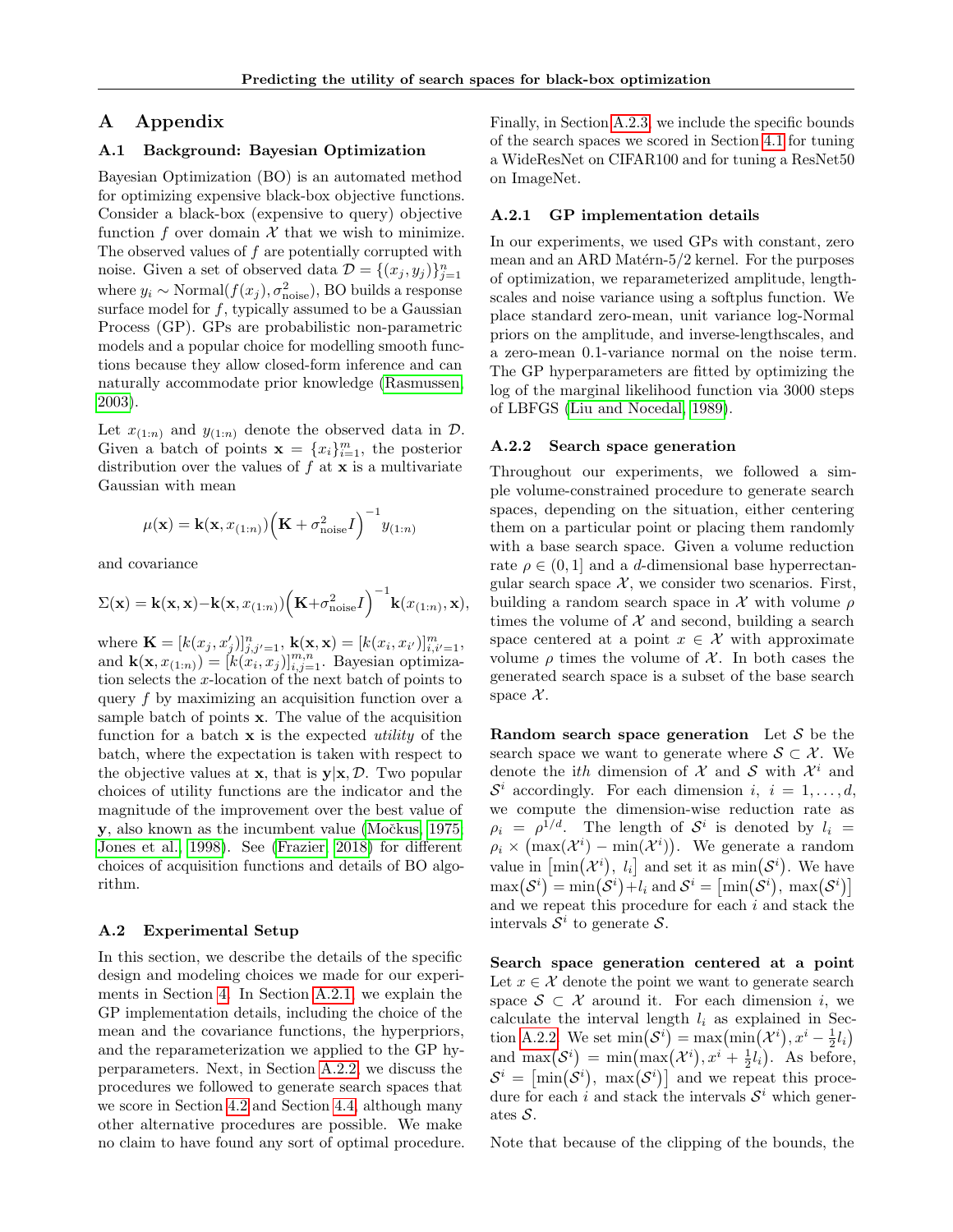# A Appendix

## A.1 Background: Bayesian Optimization

Bayesian Optimization (BO) is an automated method for optimizing expensive black-box objective functions. Consider a black-box (expensive to query) objective function $f$ over domain $\mathcal{X}$ that we wish to minimize. The observed values of $f$ are potentially corrupted with noise. Given a set of observed data $\mathcal{D} = \{(x_j, y_j)\}_{j=1}^n$ where $y_i \sim \text{Normal}(f(x_j), \sigma^2_{\text{noise}})$, BO builds a response surface model for $f$, typically assumed to be a Gaussian Process (GP). GPs are probabilistic non-parametric models and a popular choice for modelling smooth functions because they allow closed-form inference and can naturally accommodate prior knowledge (Rasmussen, 2003).

Let $x_{(1:n)}$ and $y_{(1:n)}$ denote the observed data in $\mathcal{D}$. Given a batch of points $\mathbf{x} = \{x_i\}_{i=1}^m$, the posterior distribution over the values of $f$ at $\mathbf{x}$ is a multivariate Gaussian with mean

$$\mu(\mathbf{x}) = \mathbf{k}(\mathbf{x}, x_{(1:n)})\Big(\mathbf{K} + \sigma^2_{\text{noise}} I\Big)^{-1} y_{(1:n)}$$

and covariance

$$\Sigma(\mathbf{x}) = \mathbf{k}(\mathbf{x}, \mathbf{x}) - \mathbf{k}(\mathbf{x}, x_{(1:n)})\Big(\mathbf{K} + \sigma^2_{\text{noise}} I\Big)^{-1} \mathbf{k}(x_{(1:n)}, \mathbf{x}),$$

where $\mathbf{K} = [k(x_j, x'_j)]_{j,j'=1}^n$, $\mathbf{k}(\mathbf{x}, \mathbf{x}) = [k(x_i, x_{i'})]_{i,i'=1}^m$, and $\mathbf{k}(\mathbf{x}, x_{(1:n)}) = [k(x_i, x_j)]_{i,j=1}^{m,n}$. Bayesian optimization selects the $x$-location of the next batch of points to query $f$ by maximizing an acquisition function over a sample batch of points $\mathbf{x}$. The value of the acquisition function for a batch $\mathbf{x}$ is the expected *utility* of the batch, where the expectation is taken with respect to the objective values at $\mathbf{x}$, that is $\mathbf{y}|\mathbf{x}, \mathcal{D}$. Two popular choices of utility functions are the indicator and the magnitude of the improvement over the best value of $\mathbf{y}$, also known as the incumbent value (Močkus, 1975; Jones et al., 1998). See (Frazier, 2018) for different choices of acquisition functions and details of BO algorithm.

## A.2 Experimental Setup

In this section, we describe the details of the specific design and modeling choices we made for our experiments in Section 4. In Section A.2.1, we explain the GP implementation details, including the choice of the mean and the covariance functions, the hyperpriors, and the reparameterization we applied to the GP hyperparameters. Next, in Section A.2.2, we discuss the procedures we followed to generate search spaces that we score in Section 4.2 and Section 4.4, although many other alternative procedures are possible. We make no claim to have found any sort of optimal procedure. Finally, in Section A.2.3, we include the specific bounds of the search spaces we scored in Section 4.1 for tuning a WideResNet on CIFAR100 and for tuning a ResNet50 on ImageNet.

### A.2.1 GP implementation details

In our experiments, we used GPs with constant, zero mean and an ARD Matérn-5/2 kernel. For the purposes of optimization, we reparameterized amplitude, lengthscales and noise variance using a softplus function. We place standard zero-mean, unit variance log-Normal priors on the amplitude, and inverse-lengthscales, and a zero-mean 0.1-variance normal on the noise term. The GP hyperparameters are fitted by optimizing the log of the marginal likelihood function via 3000 steps of LBFGS (Liu and Nocedal, 1989).

### A.2.2 Search space generation

Throughout our experiments, we followed a simple volume-constrained procedure to generate search spaces, depending on the situation, either centering them on a particular point or placing them randomly with a base search space. Given a volume reduction rate $\rho \in (0, 1]$ and a $d$-dimensional base hyperrectangular search space $\mathcal{X}$, we consider two scenarios. First, building a random search space in $\mathcal{X}$ with volume $\rho$ times the volume of $\mathcal{X}$ and second, building a search space centered at a point $x \in \mathcal{X}$ with approximate volume $\rho$ times the volume of $\mathcal{X}$. In both cases the generated search space is a subset of the base search space $\mathcal{X}$.

**Random search space generation** Let $\mathcal{S}$ be the search space we want to generate where $\mathcal{S} \subset \mathcal{X}$. We denote the $i$th dimension of $\mathcal{X}$ and $\mathcal{S}$ with $\mathcal{X}^i$ and $\mathcal{S}^i$ accordingly. For each dimension $i$, $i = 1, \ldots, d$, we compute the dimension-wise reduction rate as $\rho_i = \rho^{1/d}$. The length of $\mathcal{S}^i$ is denoted by $l_i = \rho_i \times \big(\max(\mathcal{X}^i) - \min(\mathcal{X}^i)\big)$. We generate a random value in $\big[\min(\mathcal{X}^i),\ l_i\big]$ and set it as $\min(\mathcal{S}^i)$. We have $\max(\mathcal{S}^i) = \min(\mathcal{S}^i) + l_i$ and $\mathcal{S}^i = \big[\min(\mathcal{S}^i),\ \max(\mathcal{S}^i)\big]$ and we repeat this procedure for each $i$ and stack the intervals $\mathcal{S}^i$ to generate $\mathcal{S}$.

**Search space generation centered at a point** Let $x \in \mathcal{X}$ denote the point we want to generate search space $\mathcal{S} \subset \mathcal{X}$ around it. For each dimension $i$, we calculate the interval length $l_i$ as explained in Section A.2.2. We set $\min(\mathcal{S}^i) = \max\big(\min(\mathcal{X}^i), x^i - \frac{1}{2}l_i\big)$ and $\max(\mathcal{S}^i) = \min\big(\max(\mathcal{X}^i), x^i + \frac{1}{2}l_i\big)$. As before, $\mathcal{S}^i = \big[\min(\mathcal{S}^i),\ \max(\mathcal{S}^i)\big]$ and we repeat this procedure for each $i$ and stack the intervals $\mathcal{S}^i$ which generates $\mathcal{S}$.

Note that because of the clipping of the bounds, the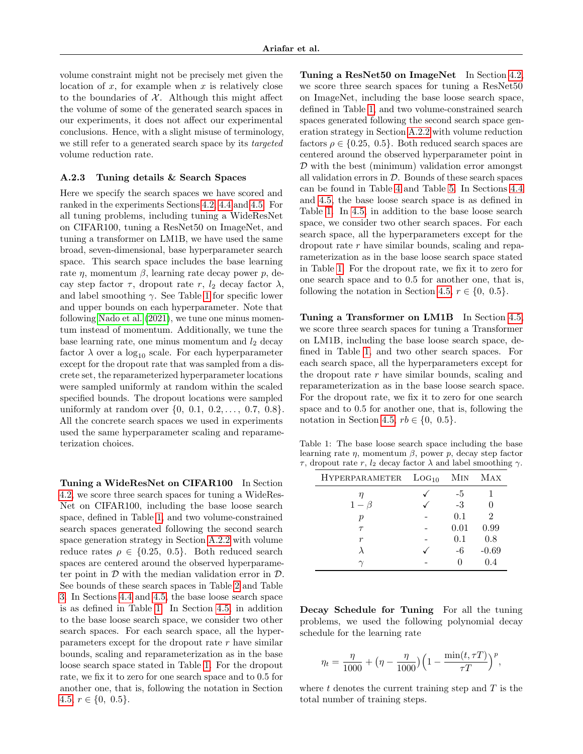volume constraint might not be precisely met given the location of $x$, for example when $x$ is relatively close to the boundaries of $\mathcal{X}$. Although this might affect the volume of some of the generated search spaces in our experiments, it does not affect our experimental conclusions. Hence, with a slight misuse of terminology, we still refer to a generated search space by its *targeted* volume reduction rate.

### A.2.3 Tuning details & Search Spaces

Here we specify the search spaces we have scored and ranked in the experiments Sections 4.2, 4.4 and 4.5. For all tuning problems, including tuning a WideResNet on CIFAR100, tuning a ResNet50 on ImageNet, and tuning a transformer on LM1B, we have used the same broad, seven-dimensional, base hyperparameter search space. This search space includes the base learning rate $\eta$, momentum $\beta$, learning rate decay power $p$, decay step factor $\tau$, dropout rate $r$, $l_2$ decay factor $\lambda$, and label smoothing $\gamma$. See Table 1 for specific lower and upper bounds on each hyperparameter. Note that following Nado et al. (2021), we tune one minus momentum instead of momentum. Additionally, we tune the base learning rate, one minus momentum and $l_2$ decay factor $\lambda$ over a $\log_{10}$ scale. For each hyperparameter except for the dropout rate that was sampled from a discrete set, the reparameterized hyperparameter locations were sampled uniformly at random within the scaled specified bounds. The dropout locations were sampled uniformly at random over $\{0,\ 0.1,\ 0.2, \ldots,\ 0.7,\ 0.8\}$. All the concrete search spaces we used in experiments used the same hyperparameter scaling and reparameterization choices.

**Tuning a WideResNet on CIFAR100** In Section 4.2, we score three search spaces for tuning a WideResNet on CIFAR100, including the base loose search space, defined in Table 1, and two volume-constrained search spaces generated following the second search space generation strategy in Section A.2.2 with volume reduce rates $\rho \in \{0.25,\ 0.5\}$. Both reduced search spaces are centered around the observed hyperparameter point in $\mathcal{D}$ with the median validation error in $\mathcal{D}$. See bounds of these search spaces in Table 2 and Table 3. In Sections 4.4 and 4.5, the base loose search space is as defined in Table 1. In Section 4.5, in addition to the base loose search space, we consider two other search spaces. For each search space, all the hyperparameters except for the dropout rate $r$ have similar bounds, scaling and reparameterization as in the base loose search space stated in Table 1. For the dropout rate, we fix it to zero for one search space and to 0.5 for another one, that is, following the notation in Section 4.5, $r \in \{0,\ 0.5\}$.

**Tuning a ResNet50 on ImageNet** In Section 4.2, we score three search spaces for tuning a ResNet50 on ImageNet, including the base loose search space, defined in Table 1, and two volume-constrained search spaces generated following the second search space generation strategy in Section A.2.2 with volume reduction factors $\rho \in \{0.25,\ 0.5\}$. Both reduced search spaces are centered around the observed hyperparameter point in $\mathcal{D}$ with the best (minimum) validation error amongst all validation errors in $\mathcal{D}$. Bounds of these search spaces can be found in Table 4 and Table 5. In Sections 4.4 and 4.5, the base loose search space is as defined in Table 1. In 4.5, in addition to the base loose search space, we consider two other search spaces. For each search space, all the hyperparameters except for the dropout rate $r$ have similar bounds, scaling and reparameterization as in the base loose search space stated in Table 1. For the dropout rate, we fix it to zero for one search space and to 0.5 for another one, that is, following the notation in Section 4.5, $r \in \{0,\ 0.5\}$.

**Tuning a Transformer on LM1B** In Section 4.5, we score three search spaces for tuning a Transformer on LM1B, including the base loose search space, defined in Table 1, and two other search spaces. For each search space, all the hyperparameters except for the dropout rate $r$ have similar bounds, scaling and reparameterization as in the base loose search space. For the dropout rate, we fix it to zero for one search space and to 0.5 for another one, that is, following the notation in Section 4.5, $rb \in \{0,\ 0.5\}$.

Table 1: The base loose search space including the base learning rate $\eta$, momentum $\beta$, power $p$, decay step factor $\tau$, dropout rate $r$, $l_2$ decay factor $\lambda$ and label smoothing $\gamma$.

| Hyperparameter | $\text{Log}_{10}$ | Min | Max |
|---|---|---|---|
| $\eta$ | ✓ | -5 | 1 |
| $1-\beta$ | ✓ | -3 | 0 |
| $p$ | - | 0.1 | 2 |
| $\tau$ | - | 0.01 | 0.99 |
| $r$ | - | 0.1 | 0.8 |
| $\lambda$ | ✓ | -6 | -0.69 |
| $\gamma$ | - | 0 | 0.4 |

**Decay Schedule for Tuning** For all the tuning problems, we used the following polynomial decay schedule for the learning rate

$$\eta_t = \frac{\eta}{1000} + \left(\eta - \frac{\eta}{1000}\right)\left(1 - \frac{\min(t, \tau T)}{\tau T}\right)^p,$$

where $t$ denotes the current training step and $T$ is the total number of training steps.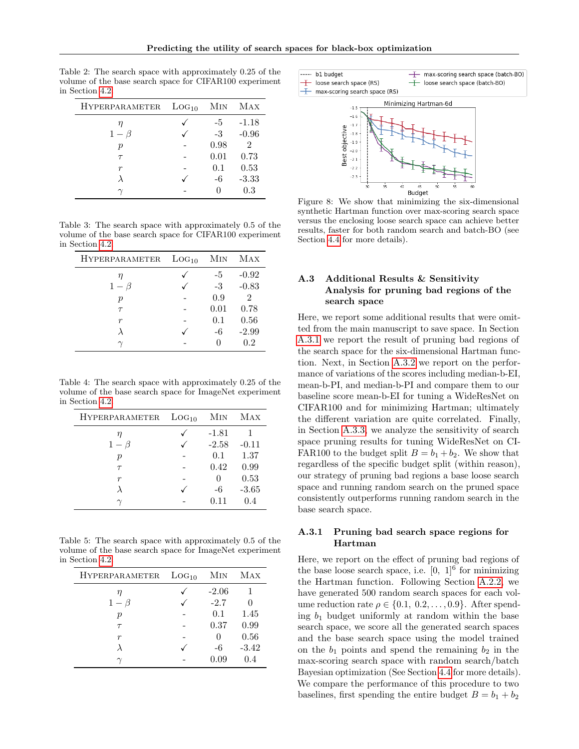Table 2: The search space with approximately 0.25 of the volume of the base search space for CIFAR100 experiment in Section 4.2

| Hyperparameter | $\text{Log}_{10}$ | Min | Max |
|---|---|---|---|
| $\eta$ | ✓ | -5 | -1.18 |
| $1-\beta$ | ✓ | -3 | -0.96 |
| $p$ | - | 0.98 | 2 |
| $\tau$ | - | 0.01 | 0.73 |
| $r$ | - | 0.1 | 0.53 |
| $\lambda$ | ✓ | -6 | -3.33 |
| $\gamma$ | - | 0 | 0.3 |

Table 3: The search space with approximately 0.5 of the volume of the base search space for CIFAR100 experiment in Section 4.2

| Hyperparameter | $\text{Log}_{10}$ | Min | Max |
|---|---|---|---|
| $\eta$ | ✓ | -5 | -0.92 |
| $1-\beta$ | ✓ | -3 | -0.83 |
| $p$ | - | 0.9 | 2 |
| $\tau$ | - | 0.01 | 0.78 |
| $r$ | - | 0.1 | 0.56 |
| $\lambda$ | ✓ | -6 | -2.99 |
| $\gamma$ | - | 0 | 0.2 |

Table 4: The search space with approximately 0.25 of the volume of the base search space for ImageNet experiment in Section 4.2

| Hyperparameter | $\text{Log}_{10}$ | Min | Max |
|---|---|---|---|
| $\eta$ | ✓ | -1.81 | 1 |
| $1-\beta$ | ✓ | -2.58 | -0.11 |
| $p$ | - | 0.1 | 1.37 |
| $\tau$ | - | 0.42 | 0.99 |
| $r$ | - | 0 | 0.53 |
| $\lambda$ | ✓ | -6 | -3.65 |
| $\gamma$ | - | 0.11 | 0.4 |

Table 5: The search space with approximately 0.5 of the volume of the base search space for ImageNet experiment in Section 4.2

| Hyperparameter | $\text{Log}_{10}$ | Min | Max |
|---|---|---|---|
| $\eta$ | ✓ | -2.06 | 1 |
| $1-\beta$ | ✓ | -2.7 | 0 |
| $p$ | - | 0.1 | 1.45 |
| $\tau$ | - | 0.37 | 0.99 |
| $r$ | - | 0 | 0.56 |
| $\lambda$ | ✓ | -6 | -3.42 |
| $\gamma$ | - | 0.09 | 0.4 |

Figure 8: We show that minimizing the six-dimensional synthetic Hartman function over max-scoring search space versus the enclosing loose search space can achieve better results, faster for both random search and batch-BO (see Section 4.4 for more details).

### A.3 Additional Results & Sensitivity Analysis for pruning bad regions of the search space

Here, we report some additional results that were omitted from the main manuscript to save space. In Section A.3.1 we report the result of pruning bad regions of the search space for the six-dimensional Hartman function. Next, in Section A.3.2 we report on the performance of variations of the scores including median-b-EI, mean-b-PI, and median-b-PI and compare them to our baseline score mean-b-EI for tuning a WideResNet on CIFAR100 and for minimizing Hartman; ultimately the different variation are quite correlated. Finally, in Section A.3.3, we analyze the sensitivity of search space pruning results for tuning WideResNet on CIFAR100 to the budget split $B = b_1 + b_2$. We show that regardless of the specific budget split (within reason), our strategy of pruning bad regions a base loose search space and running random search on the pruned space consistently outperforms running random search in the base search space.

#### A.3.1 Pruning bad search space regions for Hartman

Here, we report on the effect of pruning bad regions of the base loose search space, i.e. $[0,\ 1]^6$ for minimizing the Hartman function. Following Section A.2.2, we have generated 500 random search spaces for each volume reduction rate $\rho \in \{0.1,\ 0.2, \ldots, 0.9\}$. After spending $b_1$ budget uniformly at random within the base search space, we score all the generated search spaces and the base search space using the model trained on the $b_1$ points and spend the remaining $b_2$ in the max-scoring search space with random search/batch Bayesian optimization (See Section 4.4 for more details). We compare the performance of this procedure to two baselines, first spending the entire budget $B = b_1 + b_2$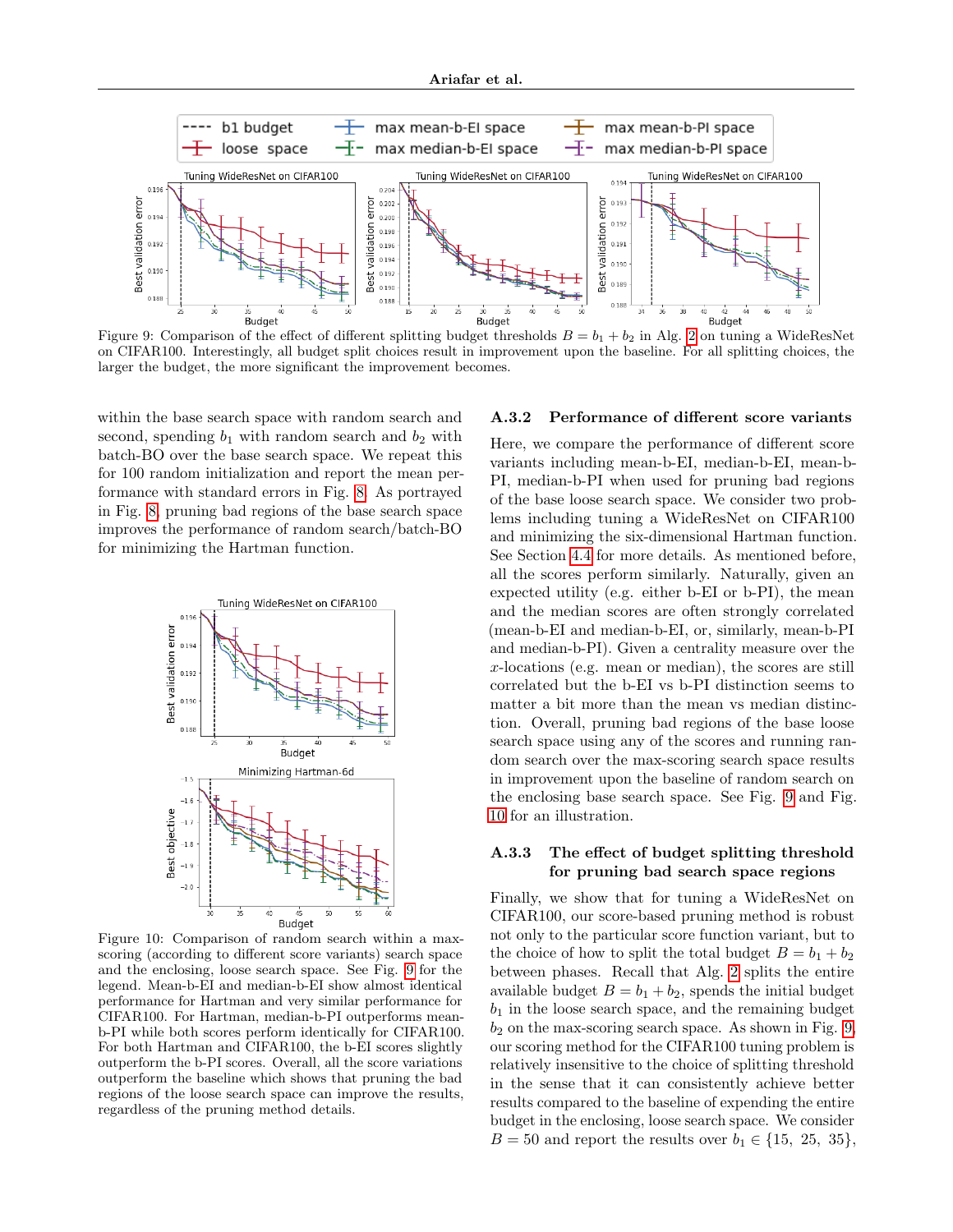Figure 9: Comparison of the effect of different splitting budget thresholds $B = b_1 + b_2$ in Alg. 2 on tuning a WideResNet on CIFAR100. Interestingly, all budget split choices result in improvement upon the baseline. For all splitting choices, the larger the budget, the more significant the improvement becomes.

within the base search space with random search and second, spending $b_1$ with random search and $b_2$ with batch-BO over the base search space. We repeat this for 100 random initialization and report the mean performance with standard errors in Fig. 8. As portrayed in Fig. 8, pruning bad regions of the base search space improves the performance of random search/batch-BO for minimizing the Hartman function.

Figure 10: Comparison of random search within a max-scoring (according to different score variants) search space and the enclosing, loose search space. See Fig. 9 for the legend. Mean-b-EI and median-b-EI show almost identical performance for Hartman and very similar performance for CIFAR100. For Hartman, median-b-PI outperforms mean-b-PI while both scores perform identically for CIFAR100. For both Hartman and CIFAR100, the b-EI scores slightly outperform the b-PI scores. Overall, all the score variations outperform the baseline which shows that pruning the bad regions of the loose search space can improve the results, regardless of the pruning method details.

### A.3.2 Performance of different score variants

Here, we compare the performance of different score variants including mean-b-EI, median-b-EI, mean-b-PI, median-b-PI when used for pruning bad regions of the base loose search space. We consider two problems including tuning a WideResNet on CIFAR100 and minimizing the six-dimensional Hartman function. See Section 4.4 for more details. As mentioned before, all the scores perform similarly. Naturally, given an expected utility (e.g. either b-EI or b-PI), the mean and the median scores are often strongly correlated (mean-b-EI and median-b-EI, or, similarly, mean-b-PI and median-b-PI). Given a centrality measure over the $x$-locations (e.g. mean or median), the scores are still correlated but the b-EI vs b-PI distinction seems to matter a bit more than the mean vs median distinction. Overall, pruning bad regions of the base loose search space using any of the scores and running random search over the max-scoring search space results in improvement upon the baseline of random search on the enclosing base search space. See Fig. 9 and Fig. 10 for an illustration.

### A.3.3 The effect of budget splitting threshold for pruning bad search space regions

Finally, we show that for tuning a WideResNet on CIFAR100, our score-based pruning method is robust not only to the particular score function variant, but to the choice of how to split the total budget $B = b_1 + b_2$ between phases. Recall that Alg. 2 splits the entire available budget $B = b_1 + b_2$, spends the initial budget $b_1$ in the loose search space, and the remaining budget $b_2$ on the max-scoring search space. As shown in Fig. 9, our scoring method for the CIFAR100 tuning problem is relatively insensitive to the choice of splitting threshold in the sense that it can consistently achieve better results compared to the baseline of expending the entire budget in the enclosing, loose search space. We consider $B = 50$ and report the results over $b_1 \in \{15,\ 25,\ 35\}$,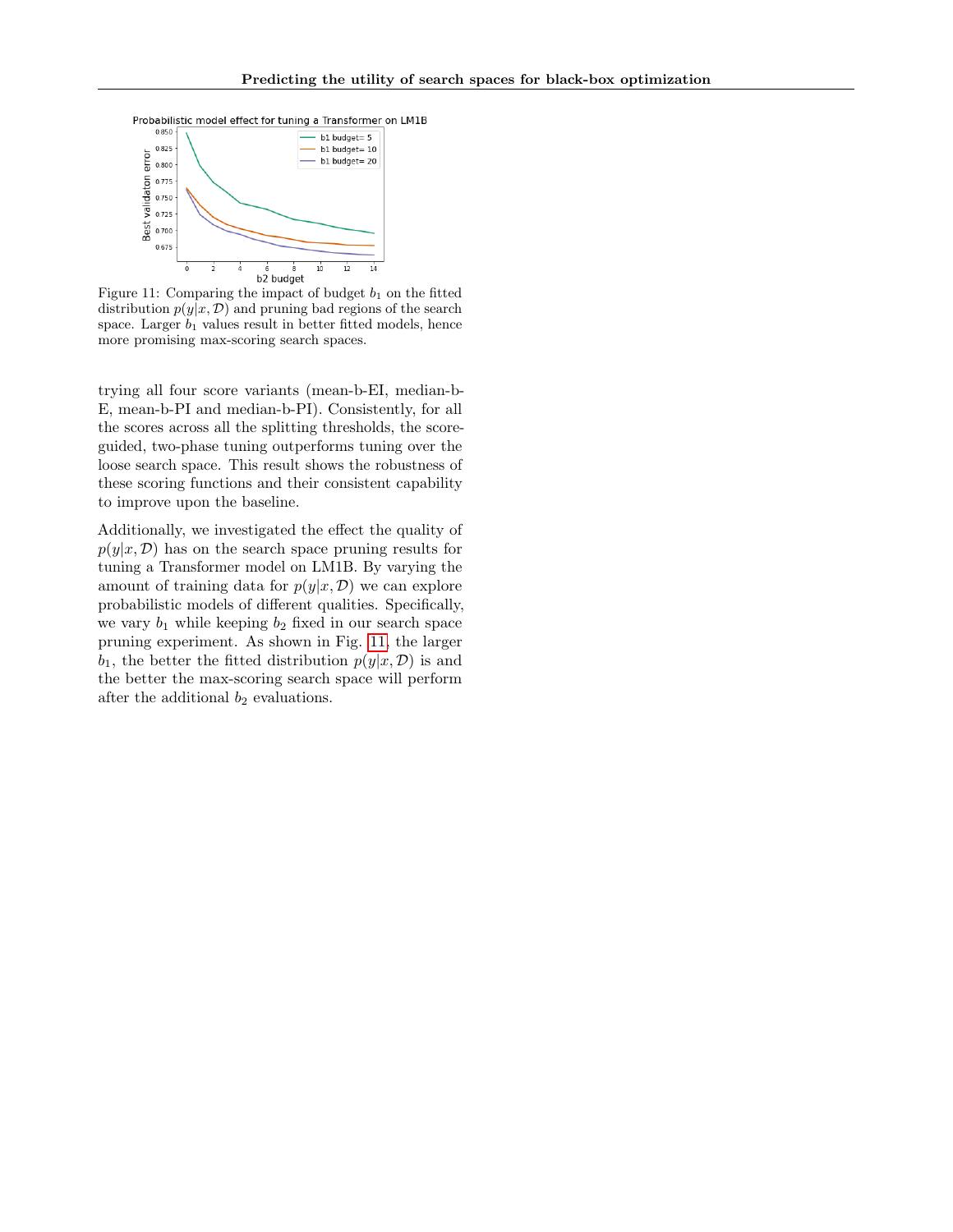Probabilistic model effect for tuning a Transformer on LM1B

Best validaton error

0.850
0.825
0.800
0.775
0.750
0.725
0.700
0.675

0 2 4 6 8 10 12 14

b2 budget

b1 budget= 5
b1 budget= 10
b1 budget= 20

Figure 11: Comparing the impact of budget $b_1$ on the fitted distribution $p(y|x, \mathcal{D})$ and pruning bad regions of the search space. Larger $b_1$ values result in better fitted models, hence more promising max-scoring search spaces.

trying all four score variants (mean-b-EI, median-b-E, mean-b-PI and median-b-PI). Consistently, for all the scores across all the splitting thresholds, the score-guided, two-phase tuning outperforms tuning over the loose search space. This result shows the robustness of these scoring functions and their consistent capability to improve upon the baseline.

Additionally, we investigated the effect the quality of $p(y|x, \mathcal{D})$ has on the search space pruning results for tuning a Transformer model on LM1B. By varying the amount of training data for $p(y|x, \mathcal{D})$ we can explore probabilistic models of different qualities. Specifically, we vary $b_1$ while keeping $b_2$ fixed in our search space pruning experiment. As shown in Fig. 11, the larger $b_1$, the better the fitted distribution $p(y|x, \mathcal{D})$ is and the better the max-scoring search space will perform after the additional $b_2$ evaluations.